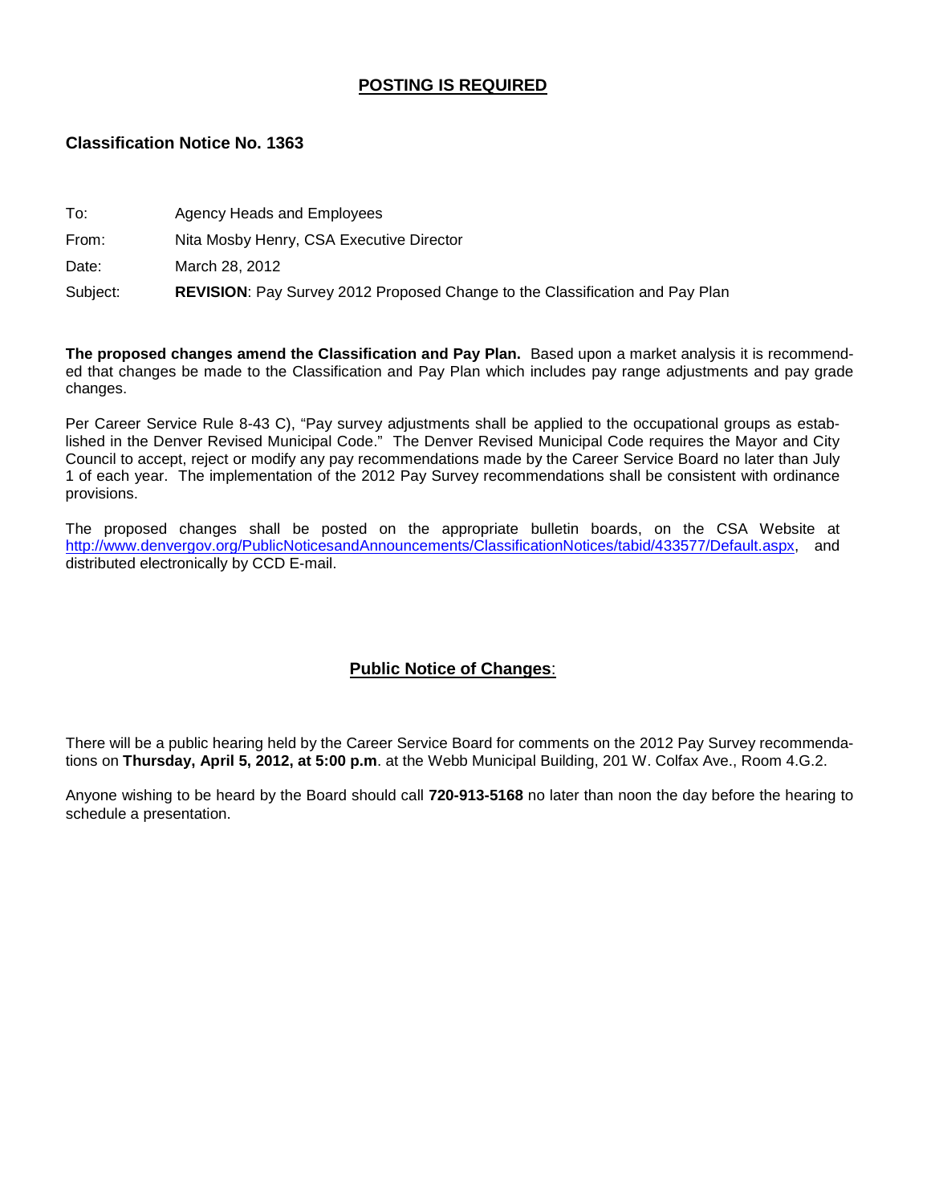## POSTING IS REQUIRED

### Classification Notice No. 1363

To: Agency Heads and Employees

From: Nita Mosby Henry, CSA Executive Director

Date: March 28, 2012

Subject: **REVISION**: Pay Survey 2012 Proposed Change to the Classification and Pay Plan

**The proposed changes amend the Classification and Pay Plan.** Based upon a market analysis it is recommended that changes be made to the Classification and Pay Plan which includes pay range adjustments and pay grade changes.

Per Career Service Rule 8-43 C), "Pay survey adjustments shall be applied to the occupational groups as established in the Denver Revised Municipal Code." The Denver Revised Municipal Code requires the Mayor and City Council to accept, reject or modify any pay recommendations made by the Career Service Board no later than July 1 of each year. The implementation of the 2012 Pay Survey recommendations shall be consistent with ordinance provisions.

The proposed changes shall be posted on the appropriate bulletin boards, on the CSA Website at http://www.denvergov.org/PublicNoticesandAnnouncements/ClassificationNotices/tabid/433577/Default.aspx, and distributed electronically by CCD E-mail.

## Public Notice of Changes:

There will be a public hearing held by the Career Service Board for comments on the 2012 Pay Survey recommendations on **Thursday, April 5, 2012, at 5:00 p.m**. at the Webb Municipal Building, 201 W. Colfax Ave., Room 4.G.2.

Anyone wishing to be heard by the Board should call **720-913-5168** no later than noon the day before the hearing to schedule a presentation.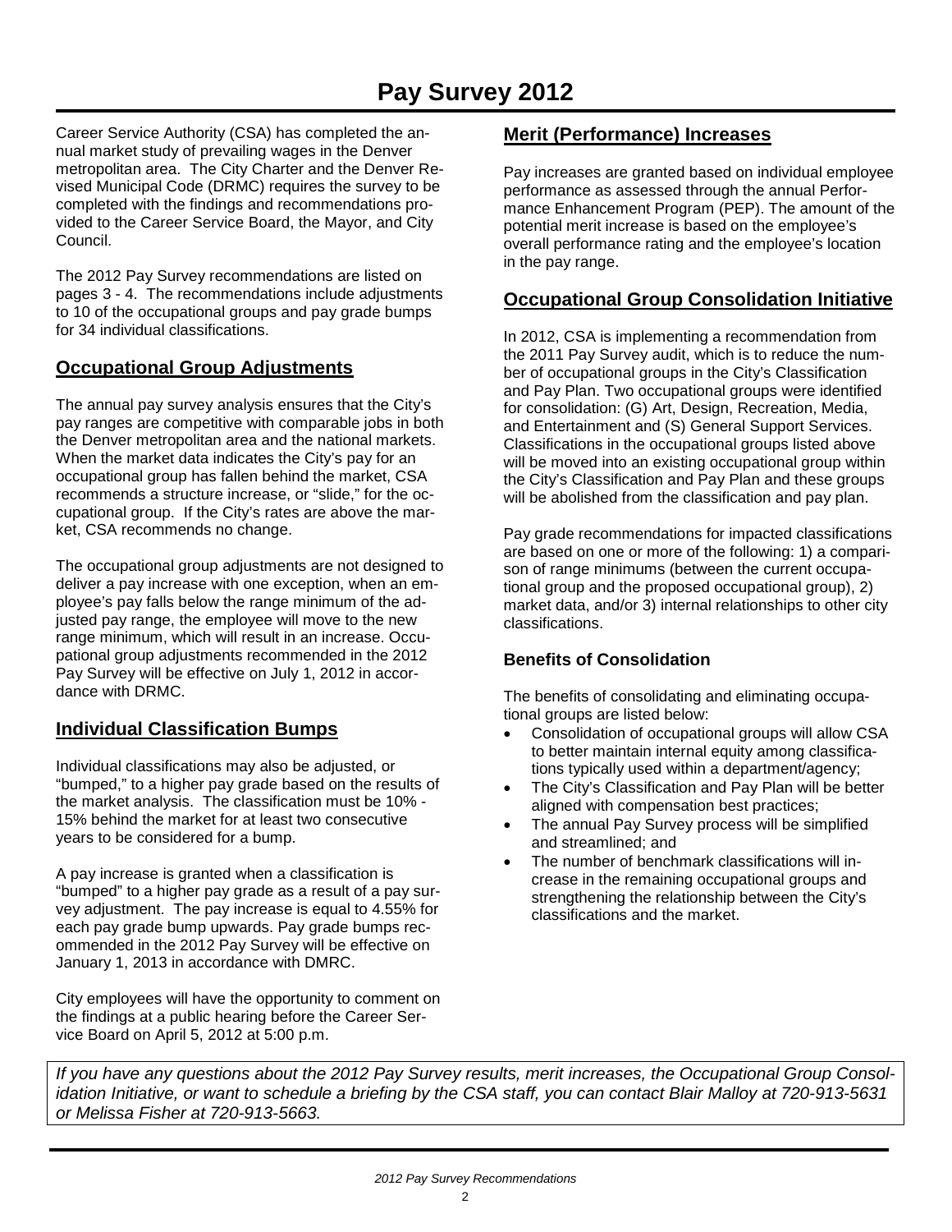# Pay Survey 2012

Career Service Authority (CSA) has completed the annual market study of prevailing wages in the Denver metropolitan area. The City Charter and the Denver Revised Municipal Code (DRMC) requires the survey to be completed with the findings and recommendations provided to the Career Service Board, the Mayor, and City Council.

The 2012 Pay Survey recommendations are listed on pages 3 - 4. The recommendations include adjustments to 10 of the occupational groups and pay grade bumps for 34 individual classifications.

## Occupational Group Adjustments

The annual pay survey analysis ensures that the City's pay ranges are competitive with comparable jobs in both the Denver metropolitan area and the national markets. When the market data indicates the City's pay for an occupational group has fallen behind the market, CSA recommends a structure increase, or "slide," for the occupational group. If the City's rates are above the market, CSA recommends no change.

The occupational group adjustments are not designed to deliver a pay increase with one exception, when an employee's pay falls below the range minimum of the adjusted pay range, the employee will move to the new range minimum, which will result in an increase. Occupational group adjustments recommended in the 2012 Pay Survey will be effective on July 1, 2012 in accordance with DRMC.

## Individual Classification Bumps

Individual classifications may also be adjusted, or "bumped," to a higher pay grade based on the results of the market analysis. The classification must be 10% - 15% behind the market for at least two consecutive years to be considered for a bump.

A pay increase is granted when a classification is "bumped" to a higher pay grade as a result of a pay survey adjustment. The pay increase is equal to 4.55% for each pay grade bump upwards. Pay grade bumps recommended in the 2012 Pay Survey will be effective on January 1, 2013 in accordance with DMRC.

City employees will have the opportunity to comment on the findings at a public hearing before the Career Service Board on April 5, 2012 at 5:00 p.m.

## Merit (Performance) Increases

Pay increases are granted based on individual employee performance as assessed through the annual Performance Enhancement Program (PEP). The amount of the potential merit increase is based on the employee's overall performance rating and the employee's location in the pay range.

## Occupational Group Consolidation Initiative

In 2012, CSA is implementing a recommendation from the 2011 Pay Survey audit, which is to reduce the number of occupational groups in the City's Classification and Pay Plan. Two occupational groups were identified for consolidation: (G) Art, Design, Recreation, Media, and Entertainment and (S) General Support Services. Classifications in the occupational groups listed above will be moved into an existing occupational group within the City's Classification and Pay Plan and these groups will be abolished from the classification and pay plan.

Pay grade recommendations for impacted classifications are based on one or more of the following: 1) a comparison of range minimums (between the current occupational group and the proposed occupational group), 2) market data, and/or 3) internal relationships to other city classifications.

### Benefits of Consolidation

The benefits of consolidating and eliminating occupational groups are listed below:

- Consolidation of occupational groups will allow CSA to better maintain internal equity among classifications typically used within a department/agency;
- The City's Classification and Pay Plan will be better aligned with compensation best practices;
- The annual Pay Survey process will be simplified and streamlined; and
- The number of benchmark classifications will increase in the remaining occupational groups and strengthening the relationship between the City's classifications and the market.

*If you have any questions about the 2012 Pay Survey results, merit increases, the Occupational Group Consolidation Initiative, or want to schedule a briefing by the CSA staff, you can contact Blair Malloy at 720-913-5631 or Melissa Fisher at 720-913-5663.*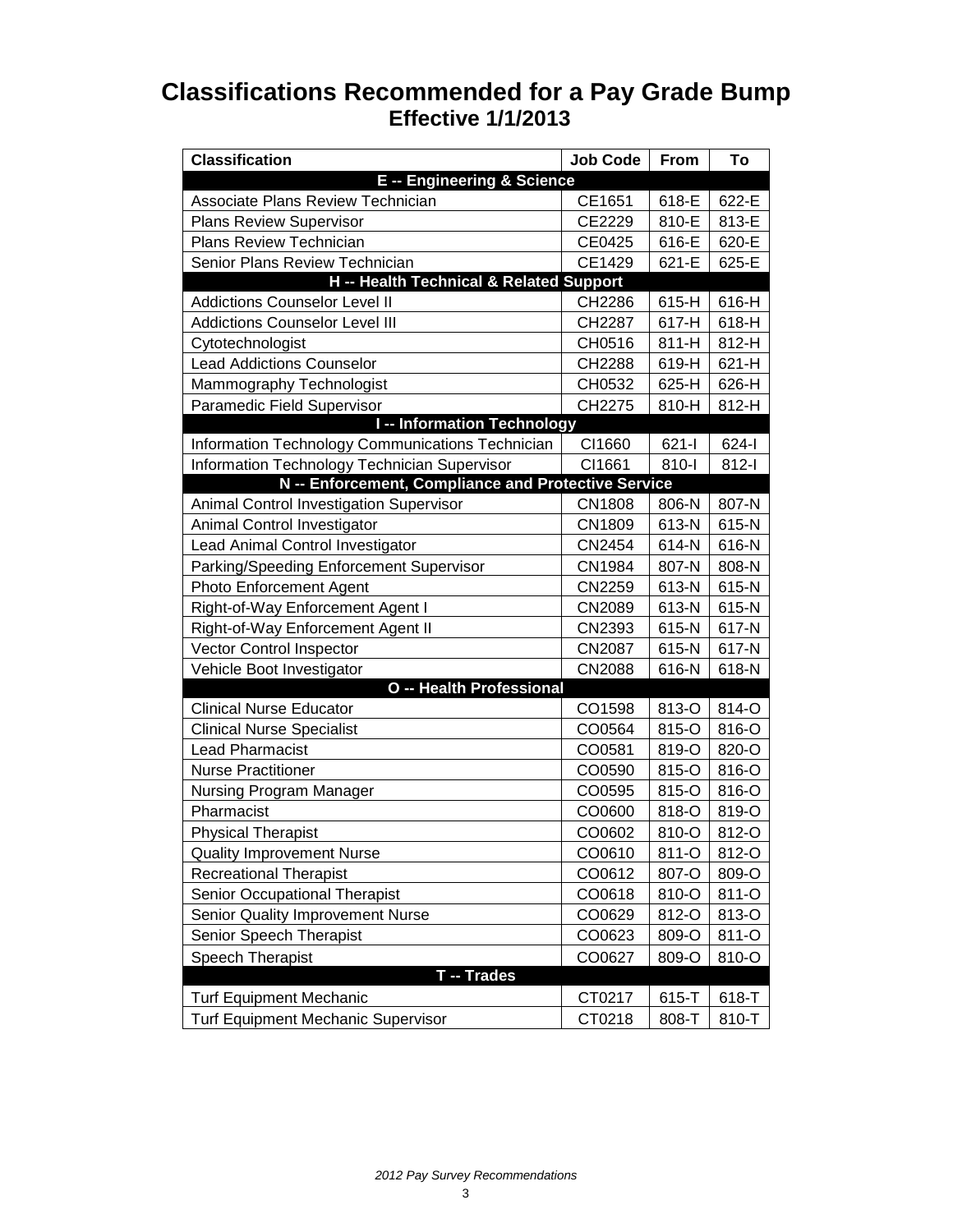# Classifications Recommended for a Pay Grade Bump

## Effective 1/1/2013

| Classification | Job Code | From | To |
|---|---|---|---|
| **E -- Engineering & Science** | | | |
| Associate Plans Review Technician | CE1651 | 618-E | 622-E |
| Plans Review Supervisor | CE2229 | 810-E | 813-E |
| Plans Review Technician | CE0425 | 616-E | 620-E |
| Senior Plans Review Technician | CE1429 | 621-E | 625-E |
| **H -- Health Technical & Related Support** | | | |
| Addictions Counselor Level II | CH2286 | 615-H | 616-H |
| Addictions Counselor Level III | CH2287 | 617-H | 618-H |
| Cytotechnologist | CH0516 | 811-H | 812-H |
| Lead Addictions Counselor | CH2288 | 619-H | 621-H |
| Mammography Technologist | CH0532 | 625-H | 626-H |
| Paramedic Field Supervisor | CH2275 | 810-H | 812-H |
| **I -- Information Technology** | | | |
| Information Technology Communications Technician | CI1660 | 621-I | 624-I |
| Information Technology Technician Supervisor | CI1661 | 810-I | 812-I |
| **N -- Enforcement, Compliance and Protective Service** | | | |
| Animal Control Investigation Supervisor | CN1808 | 806-N | 807-N |
| Animal Control Investigator | CN1809 | 613-N | 615-N |
| Lead Animal Control Investigator | CN2454 | 614-N | 616-N |
| Parking/Speeding Enforcement Supervisor | CN1984 | 807-N | 808-N |
| Photo Enforcement Agent | CN2259 | 613-N | 615-N |
| Right-of-Way Enforcement Agent I | CN2089 | 613-N | 615-N |
| Right-of-Way Enforcement Agent II | CN2393 | 615-N | 617-N |
| Vector Control Inspector | CN2087 | 615-N | 617-N |
| Vehicle Boot Investigator | CN2088 | 616-N | 618-N |
| **O -- Health Professional** | | | |
| Clinical Nurse Educator | CO1598 | 813-O | 814-O |
| Clinical Nurse Specialist | CO0564 | 815-O | 816-O |
| Lead Pharmacist | CO0581 | 819-O | 820-O |
| Nurse Practitioner | CO0590 | 815-O | 816-O |
| Nursing Program Manager | CO0595 | 815-O | 816-O |
| Pharmacist | CO0600 | 818-O | 819-O |
| Physical Therapist | CO0602 | 810-O | 812-O |
| Quality Improvement Nurse | CO0610 | 811-O | 812-O |
| Recreational Therapist | CO0612 | 807-O | 809-O |
| Senior Occupational Therapist | CO0618 | 810-O | 811-O |
| Senior Quality Improvement Nurse | CO0629 | 812-O | 813-O |
| Senior Speech Therapist | CO0623 | 809-O | 811-O |
| Speech Therapist | CO0627 | 809-O | 810-O |
| **T -- Trades** | | | |
| Turf Equipment Mechanic | CT0217 | 615-T | 618-T |
| Turf Equipment Mechanic Supervisor | CT0218 | 808-T | 810-T |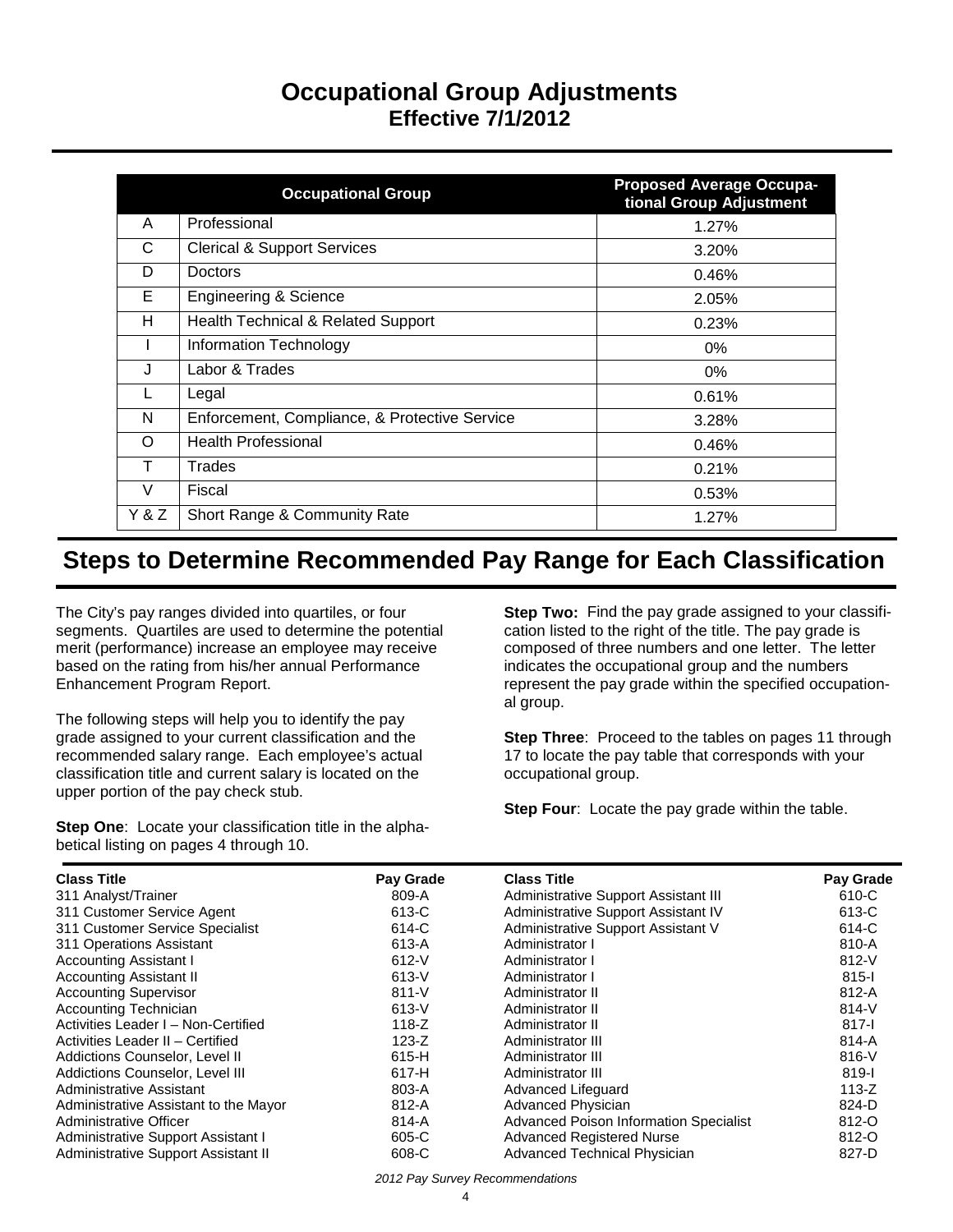# Occupational Group Adjustments
## Effective 7/1/2012

| | Occupational Group | Proposed Average Occupational Group Adjustment |
|---|---|---|
| A | Professional | 1.27% |
| C | Clerical & Support Services | 3.20% |
| D | Doctors | 0.46% |
| E | Engineering & Science | 2.05% |
| H | Health Technical & Related Support | 0.23% |
| I | Information Technology | 0% |
| J | Labor & Trades | 0% |
| L | Legal | 0.61% |
| N | Enforcement, Compliance, & Protective Service | 3.28% |
| O | Health Professional | 0.46% |
| T | Trades | 0.21% |
| V | Fiscal | 0.53% |
| Y & Z | Short Range & Community Rate | 1.27% |

# Steps to Determine Recommended Pay Range for Each Classification

The City's pay ranges divided into quartiles, or four segments. Quartiles are used to determine the potential merit (performance) increase an employee may receive based on the rating from his/her annual Performance Enhancement Program Report.

The following steps will help you to identify the pay grade assigned to your current classification and the recommended salary range. Each employee's actual classification title and current salary is located on the upper portion of the pay check stub.

**Step One**: Locate your classification title in the alphabetical listing on pages 4 through 10.

**Step Two:** Find the pay grade assigned to your classification listed to the right of the title. The pay grade is composed of three numbers and one letter. The letter indicates the occupational group and the numbers represent the pay grade within the specified occupational group.

**Step Three**: Proceed to the tables on pages 11 through 17 to locate the pay table that corresponds with your occupational group.

**Step Four**: Locate the pay grade within the table.

| Class Title | Pay Grade |
|---|---|
| 311 Analyst/Trainer | 809-A |
| 311 Customer Service Agent | 613-C |
| 311 Customer Service Specialist | 614-C |
| 311 Operations Assistant | 613-A |
| Accounting Assistant I | 612-V |
| Accounting Assistant II | 613-V |
| Accounting Supervisor | 811-V |
| Accounting Technician | 613-V |
| Activities Leader I – Non-Certified | 118-Z |
| Activities Leader II – Certified | 123-Z |
| Addictions Counselor, Level II | 615-H |
| Addictions Counselor, Level III | 617-H |
| Administrative Assistant | 803-A |
| Administrative Assistant to the Mayor | 812-A |
| Administrative Officer | 814-A |
| Administrative Support Assistant I | 605-C |
| Administrative Support Assistant II | 608-C |
| Administrative Support Assistant III | 610-C |
| Administrative Support Assistant IV | 613-C |
| Administrative Support Assistant V | 614-C |
| Administrator I | 810-A |
| Administrator I | 812-V |
| Administrator I | 815-I |
| Administrator II | 812-A |
| Administrator II | 814-V |
| Administrator II | 817-I |
| Administrator III | 814-A |
| Administrator III | 816-V |
| Administrator III | 819-I |
| Advanced Lifeguard | 113-Z |
| Advanced Physician | 824-D |
| Advanced Poison Information Specialist | 812-O |
| Advanced Registered Nurse | 812-O |
| Advanced Technical Physician | 827-D |

*2012 Pay Survey Recommendations*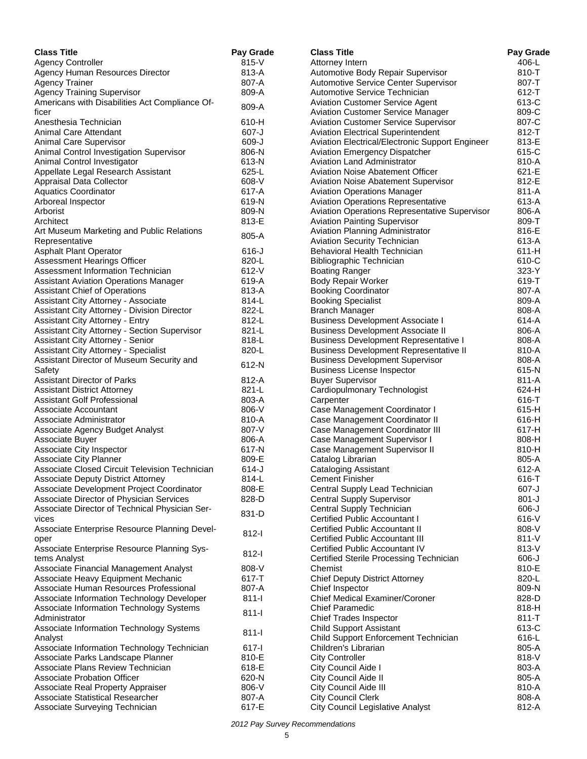| Class Title | Pay Grade |
|---|---|
| Agency Controller | 815-V |
| Agency Human Resources Director | 813-A |
| Agency Trainer | 807-A |
| Agency Training Supervisor | 809-A |
| Americans with Disabilities Act Compliance Officer | 809-A |
| Anesthesia Technician | 610-H |
| Animal Care Attendant | 607-J |
| Animal Care Supervisor | 609-J |
| Animal Control Investigation Supervisor | 806-N |
| Animal Control Investigator | 613-N |
| Appellate Legal Research Assistant | 625-L |
| Appraisal Data Collector | 608-V |
| Aquatics Coordinator | 617-A |
| Arboreal Inspector | 619-N |
| Arborist | 809-N |
| Architect | 813-E |
| Art Museum Marketing and Public Relations Representative | 805-A |
| Asphalt Plant Operator | 616-J |
| Assessment Hearings Officer | 820-L |
| Assessment Information Technician | 612-V |
| Assistant Aviation Operations Manager | 619-A |
| Assistant Chief of Operations | 813-A |
| Assistant City Attorney - Associate | 814-L |
| Assistant City Attorney - Division Director | 822-L |
| Assistant City Attorney - Entry | 812-L |
| Assistant City Attorney - Section Supervisor | 821-L |
| Assistant City Attorney - Senior | 818-L |
| Assistant City Attorney - Specialist | 820-L |
| Assistant Director of Museum Security and Safety | 612-N |
| Assistant Director of Parks | 812-A |
| Assistant District Attorney | 821-L |
| Assistant Golf Professional | 803-A |
| Associate Accountant | 806-V |
| Associate Administrator | 810-A |
| Associate Agency Budget Analyst | 807-V |
| Associate Buyer | 806-A |
| Associate City Inspector | 617-N |
| Associate City Planner | 809-E |
| Associate Closed Circuit Television Technician | 614-J |
| Associate Deputy District Attorney | 814-L |
| Associate Development Project Coordinator | 808-E |
| Associate Director of Physician Services | 828-D |
| Associate Director of Technical Physician Services | 831-D |
| Associate Enterprise Resource Planning Developer | 812-I |
| Associate Enterprise Resource Planning Systems Analyst | 812-I |
| Associate Financial Management Analyst | 808-V |
| Associate Heavy Equipment Mechanic | 617-T |
| Associate Human Resources Professional | 807-A |
| Associate Information Technology Developer | 811-I |
| Associate Information Technology Systems Administrator | 811-I |
| Associate Information Technology Systems Analyst | 811-I |
| Associate Information Technology Technician | 617-I |
| Associate Parks Landscape Planner | 810-E |
| Associate Plans Review Technician | 618-E |
| Associate Probation Officer | 620-N |
| Associate Real Property Appraiser | 806-V |
| Associate Statistical Researcher | 807-A |
| Associate Surveying Technician | 617-E |
| Attorney Intern | 406-L |
| Automotive Body Repair Supervisor | 810-T |
| Automotive Service Center Supervisor | 807-T |
| Automotive Service Technician | 612-T |
| Aviation Customer Service Agent | 613-C |
| Aviation Customer Service Manager | 809-C |
| Aviation Customer Service Supervisor | 807-C |
| Aviation Electrical Superintendent | 812-T |
| Aviation Electrical/Electronic Support Engineer | 813-E |
| Aviation Emergency Dispatcher | 615-C |
| Aviation Land Administrator | 810-A |
| Aviation Noise Abatement Officer | 621-E |
| Aviation Noise Abatement Supervisor | 812-E |
| Aviation Operations Manager | 811-A |
| Aviation Operations Representative | 613-A |
| Aviation Operations Representative Supervisor | 806-A |
| Aviation Painting Supervisor | 809-T |
| Aviation Planning Administrator | 816-E |
| Aviation Security Technician | 613-A |
| Behavioral Health Technician | 611-H |
| Bibliographic Technician | 610-C |
| Boating Ranger | 323-Y |
| Body Repair Worker | 619-T |
| Booking Coordinator | 807-A |
| Booking Specialist | 809-A |
| Branch Manager | 808-A |
| Business Development Associate I | 614-A |
| Business Development Associate II | 806-A |
| Business Development Representative I | 808-A |
| Business Development Representative II | 810-A |
| Business Development Supervisor | 808-A |
| Business License Inspector | 615-N |
| Buyer Supervisor | 811-A |
| Cardiopulmonary Technologist | 624-H |
| Carpenter | 616-T |
| Case Management Coordinator I | 615-H |
| Case Management Coordinator II | 616-H |
| Case Management Coordinator III | 617-H |
| Case Management Supervisor I | 808-H |
| Case Management Supervisor II | 810-H |
| Catalog Librarian | 805-A |
| Cataloging Assistant | 612-A |
| Cement Finisher | 616-T |
| Central Supply Lead Technician | 607-J |
| Central Supply Supervisor | 801-J |
| Central Supply Technician | 606-J |
| Certified Public Accountant I | 616-V |
| Certified Public Accountant II | 808-V |
| Certified Public Accountant III | 811-V |
| Certified Public Accountant IV | 813-V |
| Certified Sterile Processing Technician | 606-J |
| Chemist | 810-E |
| Chief Deputy District Attorney | 820-L |
| Chief Inspector | 809-N |
| Chief Medical Examiner/Coroner | 828-D |
| Chief Paramedic | 818-H |
| Chief Trades Inspector | 811-T |
| Child Support Assistant | 613-C |
| Child Support Enforcement Technician | 616-L |
| Children's Librarian | 805-A |
| City Controller | 818-V |
| City Council Aide I | 803-A |
| City Council Aide II | 805-A |
| City Council Aide III | 810-A |
| City Council Clerk | 808-A |
| City Council Legislative Analyst | 812-A |

*2012 Pay Survey Recommendations*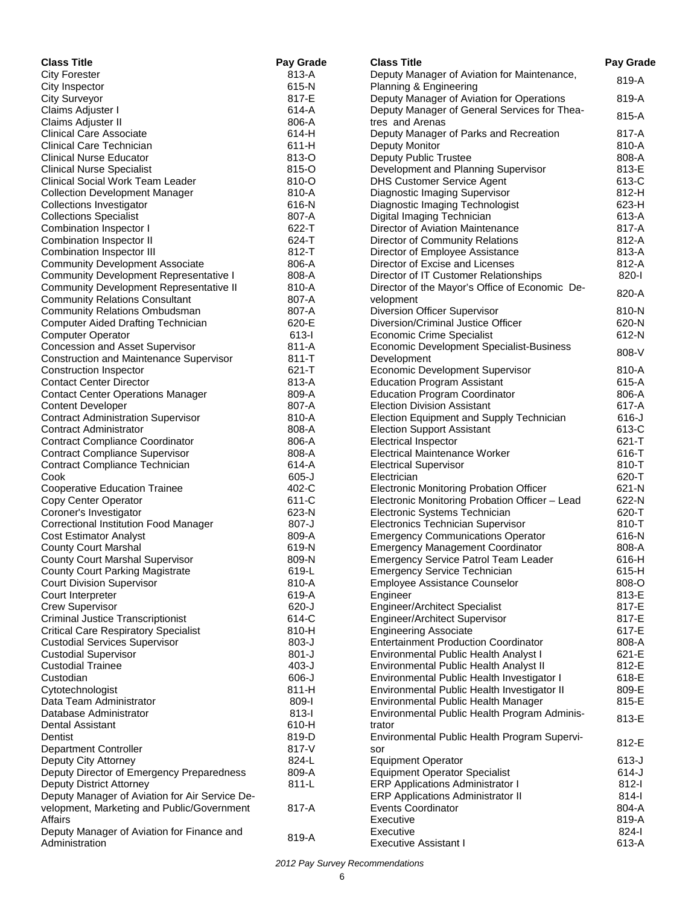| Class Title | Pay Grade |
|---|---|
| City Forester | 813-A |
| City Inspector | 615-N |
| City Surveyor | 817-E |
| Claims Adjuster I | 614-A |
| Claims Adjuster II | 806-A |
| Clinical Care Associate | 614-H |
| Clinical Care Technician | 611-H |
| Clinical Nurse Educator | 813-O |
| Clinical Nurse Specialist | 815-O |
| Clinical Social Work Team Leader | 810-O |
| Collection Development Manager | 810-A |
| Collections Investigator | 616-N |
| Collections Specialist | 807-A |
| Combination Inspector I | 622-T |
| Combination Inspector II | 624-T |
| Combination Inspector III | 812-T |
| Community Development Associate | 806-A |
| Community Development Representative I | 808-A |
| Community Development Representative II | 810-A |
| Community Relations Consultant | 807-A |
| Community Relations Ombudsman | 807-A |
| Computer Aided Drafting Technician | 620-E |
| Computer Operator | 613-I |
| Concession and Asset Supervisor | 811-A |
| Construction and Maintenance Supervisor | 811-T |
| Construction Inspector | 621-T |
| Contact Center Director | 813-A |
| Contact Center Operations Manager | 809-A |
| Content Developer | 807-A |
| Contract Administration Supervisor | 810-A |
| Contract Administrator | 808-A |
| Contract Compliance Coordinator | 806-A |
| Contract Compliance Supervisor | 808-A |
| Contract Compliance Technician | 614-A |
| Cook | 605-J |
| Cooperative Education Trainee | 402-C |
| Copy Center Operator | 611-C |
| Coroner's Investigator | 623-N |
| Correctional Institution Food Manager | 807-J |
| Cost Estimator Analyst | 809-A |
| County Court Marshal | 619-N |
| County Court Marshal Supervisor | 809-N |
| County Court Parking Magistrate | 619-L |
| Court Division Supervisor | 810-A |
| Court Interpreter | 619-A |
| Crew Supervisor | 620-J |
| Criminal Justice Transcriptionist | 614-C |
| Critical Care Respiratory Specialist | 810-H |
| Custodial Services Supervisor | 803-J |
| Custodial Supervisor | 801-J |
| Custodial Trainee | 403-J |
| Custodian | 606-J |
| Cytotechnologist | 811-H |
| Data Team Administrator | 809-I |
| Database Administrator | 813-I |
| Dental Assistant | 610-H |
| Dentist | 819-D |
| Department Controller | 817-V |
| Deputy City Attorney | 824-L |
| Deputy Director of Emergency Preparedness | 809-A |
| Deputy District Attorney | 811-L |
| Deputy Manager of Aviation for Air Service Development, Marketing and Public/Government Affairs | 817-A |
| Deputy Manager of Aviation for Finance and Administration | 819-A |
| Deputy Manager of Aviation for Maintenance, Planning & Engineering | 819-A |
| Deputy Manager of Aviation for Operations | 819-A |
| Deputy Manager of General Services for Theatres and Arenas | 815-A |
| Deputy Manager of Parks and Recreation | 817-A |
| Deputy Monitor | 810-A |
| Deputy Public Trustee | 808-A |
| Development and Planning Supervisor | 813-E |
| DHS Customer Service Agent | 613-C |
| Diagnostic Imaging Supervisor | 812-H |
| Diagnostic Imaging Technologist | 623-H |
| Digital Imaging Technician | 613-A |
| Director of Aviation Maintenance | 817-A |
| Director of Community Relations | 812-A |
| Director of Employee Assistance | 813-A |
| Director of Excise and Licenses | 812-A |
| Director of IT Customer Relationships | 820-I |
| Director of the Mayor's Office of Economic Development | 820-A |
| Diversion Officer Supervisor | 810-N |
| Diversion/Criminal Justice Officer | 620-N |
| Economic Crime Specialist | 612-N |
| Economic Development Specialist-Business Development | 808-V |
| Economic Development Supervisor | 810-A |
| Education Program Assistant | 615-A |
| Education Program Coordinator | 806-A |
| Election Division Assistant | 617-A |
| Election Equipment and Supply Technician | 616-J |
| Election Support Assistant | 613-C |
| Electrical Inspector | 621-T |
| Electrical Maintenance Worker | 616-T |
| Electrical Supervisor | 810-T |
| Electrician | 620-T |
| Electronic Monitoring Probation Officer | 621-N |
| Electronic Monitoring Probation Officer – Lead | 622-N |
| Electronic Systems Technician | 620-T |
| Electronics Technician Supervisor | 810-T |
| Emergency Communications Operator | 616-N |
| Emergency Management Coordinator | 808-A |
| Emergency Service Patrol Team Leader | 616-H |
| Emergency Service Technician | 615-H |
| Employee Assistance Counselor | 808-O |
| Engineer | 813-E |
| Engineer/Architect Specialist | 817-E |
| Engineer/Architect Supervisor | 817-E |
| Engineering Associate | 617-E |
| Entertainment Production Coordinator | 808-A |
| Environmental Public Health Analyst I | 621-E |
| Environmental Public Health Analyst II | 812-E |
| Environmental Public Health Investigator I | 618-E |
| Environmental Public Health Investigator II | 809-E |
| Environmental Public Health Manager | 815-E |
| Environmental Public Health Program Administrator | 813-E |
| Environmental Public Health Program Supervisor | 812-E |
| Equipment Operator | 613-J |
| Equipment Operator Specialist | 614-J |
| ERP Applications Administrator I | 812-I |
| ERP Applications Administrator II | 814-I |
| Events Coordinator | 804-A |
| Executive | 819-A |
| Executive | 824-I |
| Executive Assistant I | 613-A |

*2012 Pay Survey Recommendations*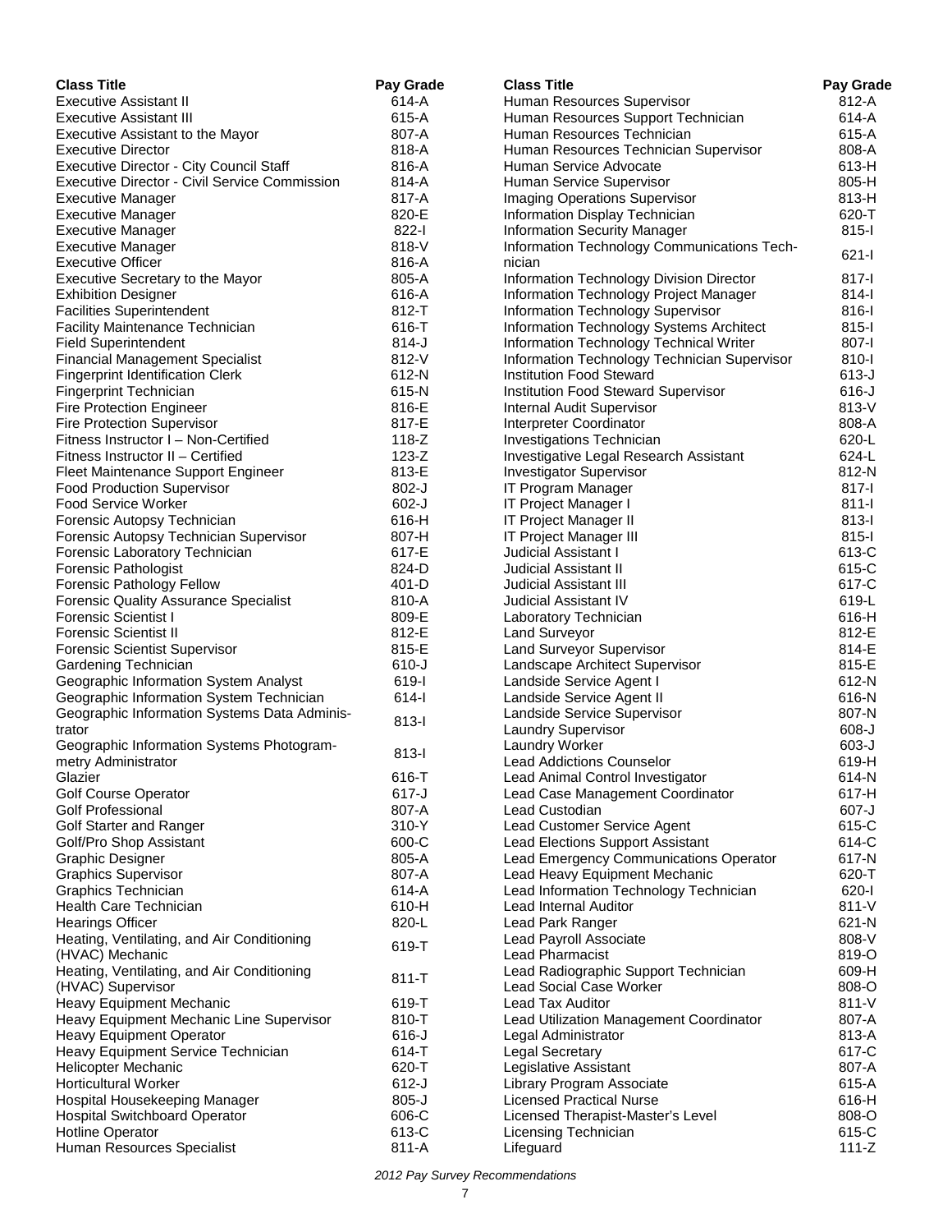| Class Title | Pay Grade |
|---|---|
| Executive Assistant II | 614-A |
| Executive Assistant III | 615-A |
| Executive Assistant to the Mayor | 807-A |
| Executive Director | 818-A |
| Executive Director - City Council Staff | 816-A |
| Executive Director - Civil Service Commission | 814-A |
| Executive Manager | 817-A |
| Executive Manager | 820-E |
| Executive Manager | 822-I |
| Executive Manager | 818-V |
| Executive Officer | 816-A |
| Executive Secretary to the Mayor | 805-A |
| Exhibition Designer | 616-A |
| Facilities Superintendent | 812-T |
| Facility Maintenance Technician | 616-T |
| Field Superintendent | 814-J |
| Financial Management Specialist | 812-V |
| Fingerprint Identification Clerk | 612-N |
| Fingerprint Technician | 615-N |
| Fire Protection Engineer | 816-E |
| Fire Protection Supervisor | 817-E |
| Fitness Instructor I – Non-Certified | 118-Z |
| Fitness Instructor II – Certified | 123-Z |
| Fleet Maintenance Support Engineer | 813-E |
| Food Production Supervisor | 802-J |
| Food Service Worker | 602-J |
| Forensic Autopsy Technician | 616-H |
| Forensic Autopsy Technician Supervisor | 807-H |
| Forensic Laboratory Technician | 617-E |
| Forensic Pathologist | 824-D |
| Forensic Pathology Fellow | 401-D |
| Forensic Quality Assurance Specialist | 810-A |
| Forensic Scientist I | 809-E |
| Forensic Scientist II | 812-E |
| Forensic Scientist Supervisor | 815-E |
| Gardening Technician | 610-J |
| Geographic Information System Analyst | 619-I |
| Geographic Information System Technician | 614-I |
| Geographic Information Systems Data Administrator | 813-I |
| Geographic Information Systems Photogrammetry Administrator | 813-I |
| Glazier | 616-T |
| Golf Course Operator | 617-J |
| Golf Professional | 807-A |
| Golf Starter and Ranger | 310-Y |
| Golf/Pro Shop Assistant | 600-C |
| Graphic Designer | 805-A |
| Graphics Supervisor | 807-A |
| Graphics Technician | 614-A |
| Health Care Technician | 610-H |
| Hearings Officer | 820-L |
| Heating, Ventilating, and Air Conditioning (HVAC) Mechanic | 619-T |
| Heating, Ventilating, and Air Conditioning (HVAC) Supervisor | 811-T |
| Heavy Equipment Mechanic | 619-T |
| Heavy Equipment Mechanic Line Supervisor | 810-T |
| Heavy Equipment Operator | 616-J |
| Heavy Equipment Service Technician | 614-T |
| Helicopter Mechanic | 620-T |
| Horticultural Worker | 612-J |
| Hospital Housekeeping Manager | 805-J |
| Hospital Switchboard Operator | 606-C |
| Hotline Operator | 613-C |
| Human Resources Specialist | 811-A |
| Human Resources Supervisor | 812-A |
| Human Resources Support Technician | 614-A |
| Human Resources Technician | 615-A |
| Human Resources Technician Supervisor | 808-A |
| Human Service Advocate | 613-H |
| Human Service Supervisor | 805-H |
| Imaging Operations Supervisor | 813-H |
| Information Display Technician | 620-T |
| Information Security Manager | 815-I |
| Information Technology Communications Technician | 621-I |
| Information Technology Division Director | 817-I |
| Information Technology Project Manager | 814-I |
| Information Technology Supervisor | 816-I |
| Information Technology Systems Architect | 815-I |
| Information Technology Technical Writer | 807-I |
| Information Technology Technician Supervisor | 810-I |
| Institution Food Steward | 613-J |
| Institution Food Steward Supervisor | 616-J |
| Internal Audit Supervisor | 813-V |
| Interpreter Coordinator | 808-A |
| Investigations Technician | 620-L |
| Investigative Legal Research Assistant | 624-L |
| Investigator Supervisor | 812-N |
| IT Program Manager | 817-I |
| IT Project Manager I | 811-I |
| IT Project Manager II | 813-I |
| IT Project Manager III | 815-I |
| Judicial Assistant I | 613-C |
| Judicial Assistant II | 615-C |
| Judicial Assistant III | 617-C |
| Judicial Assistant IV | 619-L |
| Laboratory Technician | 616-H |
| Land Surveyor | 812-E |
| Land Surveyor Supervisor | 814-E |
| Landscape Architect Supervisor | 815-E |
| Landside Service Agent I | 612-N |
| Landside Service Agent II | 616-N |
| Landside Service Supervisor | 807-N |
| Laundry Supervisor | 608-J |
| Laundry Worker | 603-J |
| Lead Addictions Counselor | 619-H |
| Lead Animal Control Investigator | 614-N |
| Lead Case Management Coordinator | 617-H |
| Lead Custodian | 607-J |
| Lead Customer Service Agent | 615-C |
| Lead Elections Support Assistant | 614-C |
| Lead Emergency Communications Operator | 617-N |
| Lead Heavy Equipment Mechanic | 620-T |
| Lead Information Technology Technician | 620-I |
| Lead Internal Auditor | 811-V |
| Lead Park Ranger | 621-N |
| Lead Payroll Associate | 808-V |
| Lead Pharmacist | 819-O |
| Lead Radiographic Support Technician | 609-H |
| Lead Social Case Worker | 808-O |
| Lead Tax Auditor | 811-V |
| Lead Utilization Management Coordinator | 807-A |
| Legal Administrator | 813-A |
| Legal Secretary | 617-C |
| Legislative Assistant | 807-A |
| Library Program Associate | 615-A |
| Licensed Practical Nurse | 616-H |
| Licensed Therapist-Master's Level | 808-O |
| Licensing Technician | 615-C |
| Lifeguard | 111-Z |

*2012 Pay Survey Recommendations*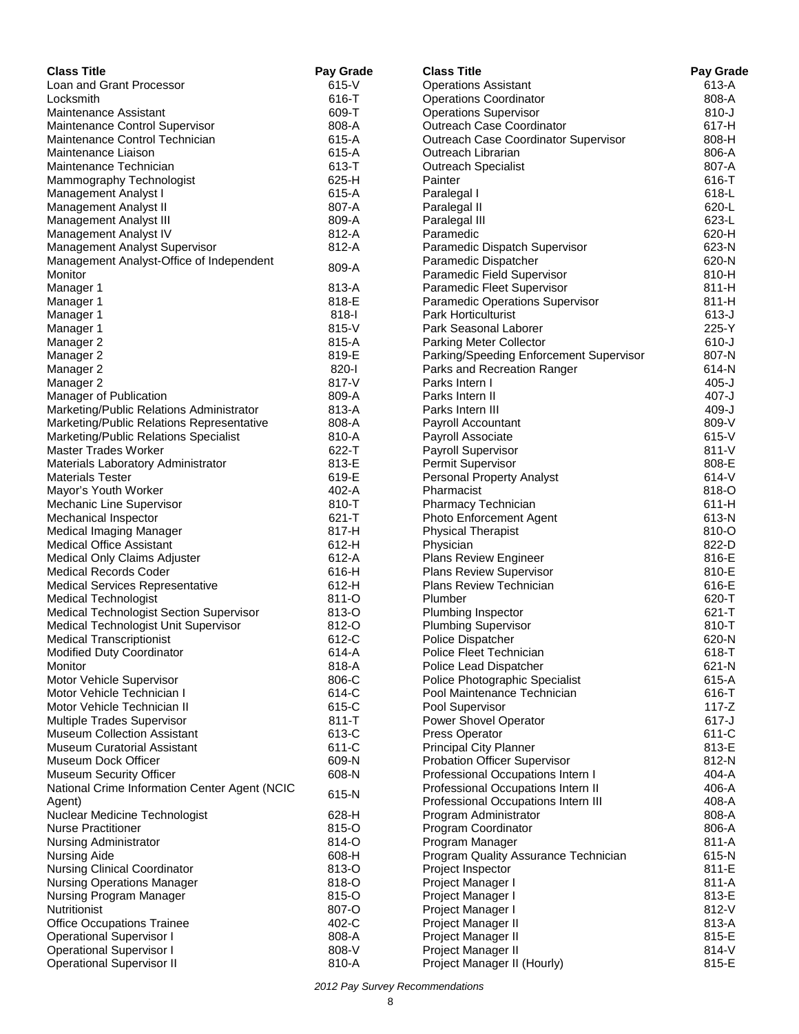| Class Title | Pay Grade |
|---|---|
| Loan and Grant Processor | 615-V |
| Locksmith | 616-T |
| Maintenance Assistant | 609-T |
| Maintenance Control Supervisor | 808-A |
| Maintenance Control Technician | 615-A |
| Maintenance Liaison | 615-A |
| Maintenance Technician | 613-T |
| Mammography Technologist | 625-H |
| Management Analyst I | 615-A |
| Management Analyst II | 807-A |
| Management Analyst III | 809-A |
| Management Analyst IV | 812-A |
| Management Analyst Supervisor | 812-A |
| Management Analyst-Office of Independent Monitor | 809-A |
| Manager 1 | 813-A |
| Manager 1 | 818-E |
| Manager 1 | 818-I |
| Manager 1 | 815-V |
| Manager 2 | 815-A |
| Manager 2 | 819-E |
| Manager 2 | 820-I |
| Manager 2 | 817-V |
| Manager of Publication | 809-A |
| Marketing/Public Relations Administrator | 813-A |
| Marketing/Public Relations Representative | 808-A |
| Marketing/Public Relations Specialist | 810-A |
| Master Trades Worker | 622-T |
| Materials Laboratory Administrator | 813-E |
| Materials Tester | 619-E |
| Mayor's Youth Worker | 402-A |
| Mechanic Line Supervisor | 810-T |
| Mechanical Inspector | 621-T |
| Medical Imaging Manager | 817-H |
| Medical Office Assistant | 612-H |
| Medical Only Claims Adjuster | 612-A |
| Medical Records Coder | 616-H |
| Medical Services Representative | 612-H |
| Medical Technologist | 811-O |
| Medical Technologist Section Supervisor | 813-O |
| Medical Technologist Unit Supervisor | 812-O |
| Medical Transcriptionist | 612-C |
| Modified Duty Coordinator | 614-A |
| Monitor | 818-A |
| Motor Vehicle Supervisor | 806-C |
| Motor Vehicle Technician I | 614-C |
| Motor Vehicle Technician II | 615-C |
| Multiple Trades Supervisor | 811-T |
| Museum Collection Assistant | 613-C |
| Museum Curatorial Assistant | 611-C |
| Museum Dock Officer | 609-N |
| Museum Security Officer | 608-N |
| National Crime Information Center Agent (NCIC Agent) | 615-N |
| Nuclear Medicine Technologist | 628-H |
| Nurse Practitioner | 815-O |
| Nursing Administrator | 814-O |
| Nursing Aide | 608-H |
| Nursing Clinical Coordinator | 813-O |
| Nursing Operations Manager | 818-O |
| Nursing Program Manager | 815-O |
| Nutritionist | 807-O |
| Office Occupations Trainee | 402-C |
| Operational Supervisor I | 808-A |
| Operational Supervisor I | 808-V |
| Operational Supervisor II | 810-A |
| Operations Assistant | 613-A |
| Operations Coordinator | 808-A |
| Operations Supervisor | 810-J |
| Outreach Case Coordinator | 617-H |
| Outreach Case Coordinator Supervisor | 808-H |
| Outreach Librarian | 806-A |
| Outreach Specialist | 807-A |
| Painter | 616-T |
| Paralegal I | 618-L |
| Paralegal II | 620-L |
| Paralegal III | 623-L |
| Paramedic | 620-H |
| Paramedic Dispatch Supervisor | 623-N |
| Paramedic Dispatcher | 620-N |
| Paramedic Field Supervisor | 810-H |
| Paramedic Fleet Supervisor | 811-H |
| Paramedic Operations Supervisor | 811-H |
| Park Horticulturist | 613-J |
| Park Seasonal Laborer | 225-Y |
| Parking Meter Collector | 610-J |
| Parking/Speeding Enforcement Supervisor | 807-N |
| Parks and Recreation Ranger | 614-N |
| Parks Intern I | 405-J |
| Parks Intern II | 407-J |
| Parks Intern III | 409-J |
| Payroll Accountant | 809-V |
| Payroll Associate | 615-V |
| Payroll Supervisor | 811-V |
| Permit Supervisor | 808-E |
| Personal Property Analyst | 614-V |
| Pharmacist | 818-O |
| Pharmacy Technician | 611-H |
| Photo Enforcement Agent | 613-N |
| Physical Therapist | 810-O |
| Physician | 822-D |
| Plans Review Engineer | 816-E |
| Plans Review Supervisor | 810-E |
| Plans Review Technician | 616-E |
| Plumber | 620-T |
| Plumbing Inspector | 621-T |
| Plumbing Supervisor | 810-T |
| Police Dispatcher | 620-N |
| Police Fleet Technician | 618-T |
| Police Lead Dispatcher | 621-N |
| Police Photographic Specialist | 615-A |
| Pool Maintenance Technician | 616-T |
| Pool Supervisor | 117-Z |
| Power Shovel Operator | 617-J |
| Press Operator | 611-C |
| Principal City Planner | 813-E |
| Probation Officer Supervisor | 812-N |
| Professional Occupations Intern I | 404-A |
| Professional Occupations Intern II | 406-A |
| Professional Occupations Intern III | 408-A |
| Program Administrator | 808-A |
| Program Coordinator | 806-A |
| Program Manager | 811-A |
| Program Quality Assurance Technician | 615-N |
| Project Inspector | 811-E |
| Project Manager I | 811-A |
| Project Manager I | 813-E |
| Project Manager I | 812-V |
| Project Manager II | 813-A |
| Project Manager II | 815-E |
| Project Manager II | 814-V |
| Project Manager II (Hourly) | 815-E |

*2012 Pay Survey Recommendations*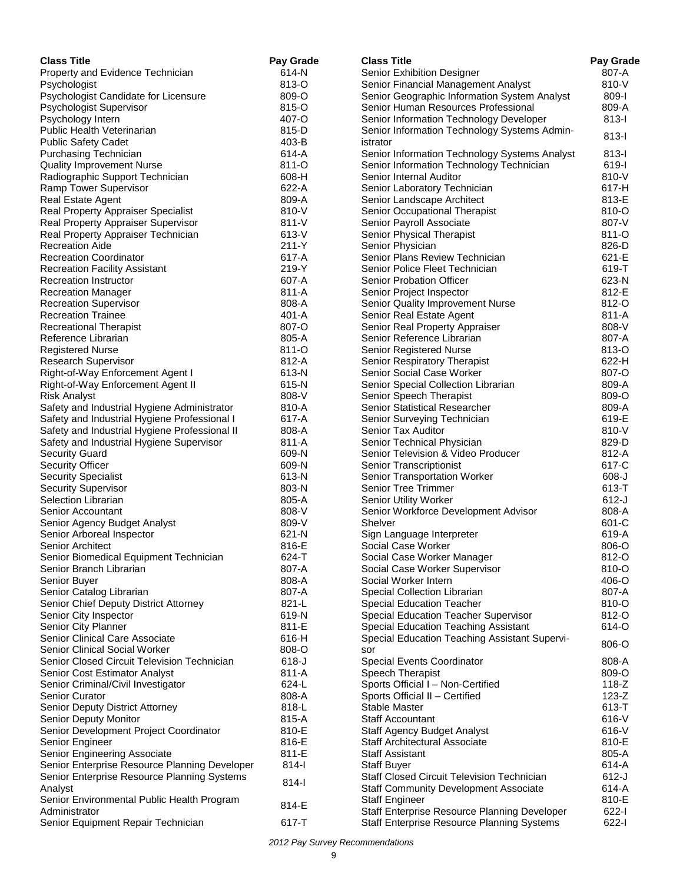| Class Title | Pay Grade |
| --- | --- |
| Property and Evidence Technician | 614-N |
| Psychologist | 813-O |
| Psychologist Candidate for Licensure | 809-O |
| Psychologist Supervisor | 815-O |
| Psychology Intern | 407-O |
| Public Health Veterinarian | 815-D |
| Public Safety Cadet | 403-B |
| Purchasing Technician | 614-A |
| Quality Improvement Nurse | 811-O |
| Radiographic Support Technician | 608-H |
| Ramp Tower Supervisor | 622-A |
| Real Estate Agent | 809-A |
| Real Property Appraiser Specialist | 810-V |
| Real Property Appraiser Supervisor | 811-V |
| Real Property Appraiser Technician | 613-V |
| Recreation Aide | 211-Y |
| Recreation Coordinator | 617-A |
| Recreation Facility Assistant | 219-Y |
| Recreation Instructor | 607-A |
| Recreation Manager | 811-A |
| Recreation Supervisor | 808-A |
| Recreation Trainee | 401-A |
| Recreational Therapist | 807-O |
| Reference Librarian | 805-A |
| Registered Nurse | 811-O |
| Research Supervisor | 812-A |
| Right-of-Way Enforcement Agent I | 613-N |
| Right-of-Way Enforcement Agent II | 615-N |
| Risk Analyst | 808-V |
| Safety and Industrial Hygiene Administrator | 810-A |
| Safety and Industrial Hygiene Professional I | 617-A |
| Safety and Industrial Hygiene Professional II | 808-A |
| Safety and Industrial Hygiene Supervisor | 811-A |
| Security Guard | 609-N |
| Security Officer | 609-N |
| Security Specialist | 613-N |
| Security Supervisor | 803-N |
| Selection Librarian | 805-A |
| Senior Accountant | 808-V |
| Senior Agency Budget Analyst | 809-V |
| Senior Arboreal Inspector | 621-N |
| Senior Architect | 816-E |
| Senior Biomedical Equipment Technician | 624-T |
| Senior Branch Librarian | 807-A |
| Senior Buyer | 808-A |
| Senior Catalog Librarian | 807-A |
| Senior Chief Deputy District Attorney | 821-L |
| Senior City Inspector | 619-N |
| Senior City Planner | 811-E |
| Senior Clinical Care Associate | 616-H |
| Senior Clinical Social Worker | 808-O |
| Senior Closed Circuit Television Technician | 618-J |
| Senior Cost Estimator Analyst | 811-A |
| Senior Criminal/Civil Investigator | 624-L |
| Senior Curator | 808-A |
| Senior Deputy District Attorney | 818-L |
| Senior Deputy Monitor | 815-A |
| Senior Development Project Coordinator | 810-E |
| Senior Engineer | 816-E |
| Senior Engineering Associate | 811-E |
| Senior Enterprise Resource Planning Developer | 814-I |
| Senior Enterprise Resource Planning Systems Analyst | 814-I |
| Senior Environmental Public Health Program Administrator | 814-E |
| Senior Equipment Repair Technician | 617-T |
| Senior Exhibition Designer | 807-A |
| Senior Financial Management Analyst | 810-V |
| Senior Geographic Information System Analyst | 809-I |
| Senior Human Resources Professional | 809-A |
| Senior Information Technology Developer | 813-I |
| Senior Information Technology Systems Administrator | 813-I |
| Senior Information Technology Systems Analyst | 813-I |
| Senior Information Technology Technician | 619-I |
| Senior Internal Auditor | 810-V |
| Senior Laboratory Technician | 617-H |
| Senior Landscape Architect | 813-E |
| Senior Occupational Therapist | 810-O |
| Senior Payroll Associate | 807-V |
| Senior Physical Therapist | 811-O |
| Senior Physician | 826-D |
| Senior Plans Review Technician | 621-E |
| Senior Police Fleet Technician | 619-T |
| Senior Probation Officer | 623-N |
| Senior Project Inspector | 812-E |
| Senior Quality Improvement Nurse | 812-O |
| Senior Real Estate Agent | 811-A |
| Senior Real Property Appraiser | 808-V |
| Senior Reference Librarian | 807-A |
| Senior Registered Nurse | 813-O |
| Senior Respiratory Therapist | 622-H |
| Senior Social Case Worker | 807-O |
| Senior Special Collection Librarian | 809-A |
| Senior Speech Therapist | 809-O |
| Senior Statistical Researcher | 809-A |
| Senior Surveying Technician | 619-E |
| Senior Tax Auditor | 810-V |
| Senior Technical Physician | 829-D |
| Senior Television & Video Producer | 812-A |
| Senior Transcriptionist | 617-C |
| Senior Transportation Worker | 608-J |
| Senior Tree Trimmer | 613-T |
| Senior Utility Worker | 612-J |
| Senior Workforce Development Advisor | 808-A |
| Shelver | 601-C |
| Sign Language Interpreter | 619-A |
| Social Case Worker | 806-O |
| Social Case Worker Manager | 812-O |
| Social Case Worker Supervisor | 810-O |
| Social Worker Intern | 406-O |
| Special Collection Librarian | 807-A |
| Special Education Teacher | 810-O |
| Special Education Teacher Supervisor | 812-O |
| Special Education Teaching Assistant | 614-O |
| Special Education Teaching Assistant Supervisor | 806-O |
| Special Events Coordinator | 808-A |
| Speech Therapist | 809-O |
| Sports Official I – Non-Certified | 118-Z |
| Sports Official II – Certified | 123-Z |
| Stable Master | 613-T |
| Staff Accountant | 616-V |
| Staff Agency Budget Analyst | 616-V |
| Staff Architectural Associate | 810-E |
| Staff Assistant | 805-A |
| Staff Buyer | 614-A |
| Staff Closed Circuit Television Technician | 612-J |
| Staff Community Development Associate | 614-A |
| Staff Engineer | 810-E |
| Staff Enterprise Resource Planning Developer | 622-I |
| Staff Enterprise Resource Planning Systems | 622-I |

*2012 Pay Survey Recommendations*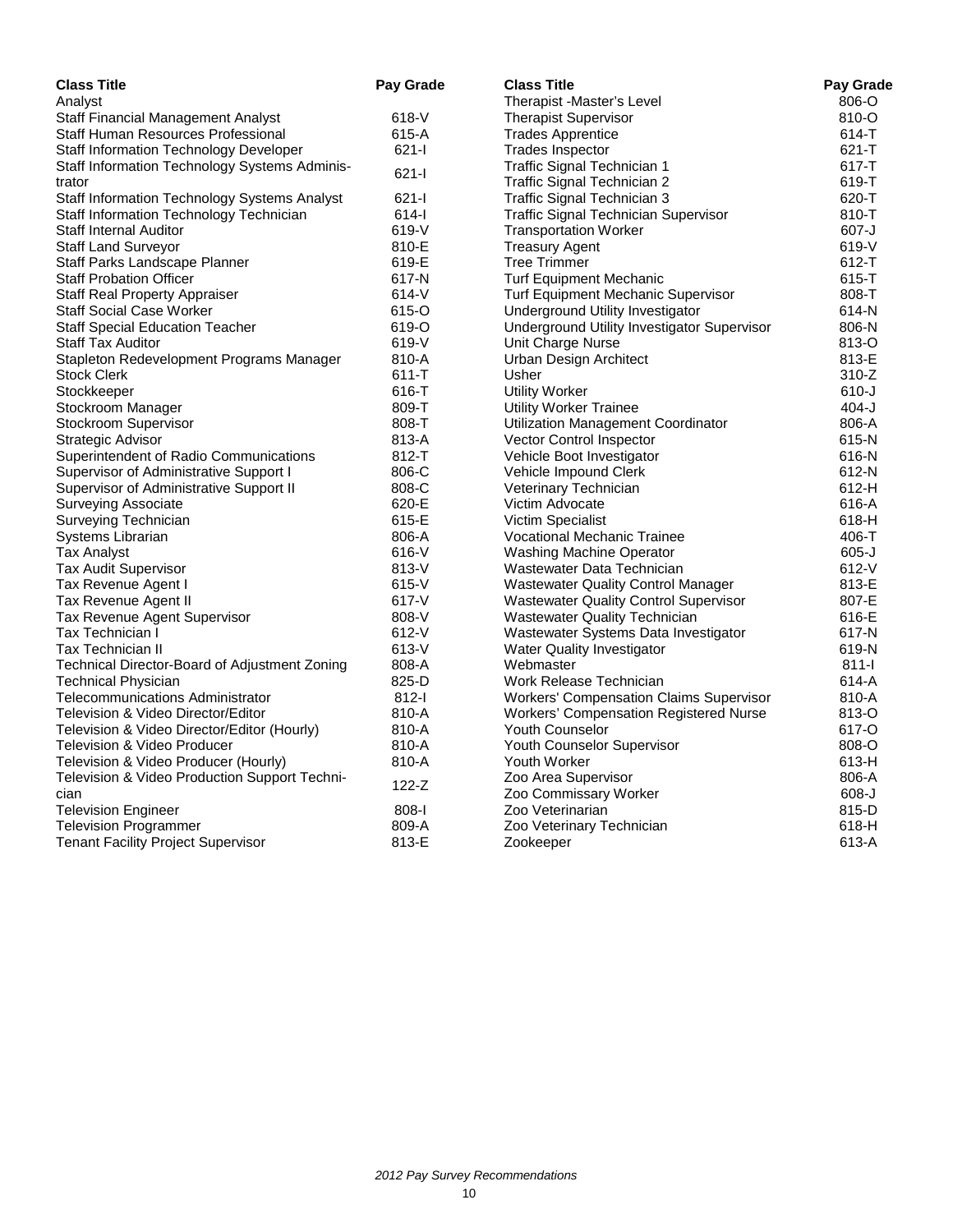| Class Title | Pay Grade |
|---|---|
| Analyst | |
| Staff Financial Management Analyst | 618-V |
| Staff Human Resources Professional | 615-A |
| Staff Information Technology Developer | 621-I |
| Staff Information Technology Systems Administrator | 621-I |
| Staff Information Technology Systems Analyst | 621-I |
| Staff Information Technology Technician | 614-I |
| Staff Internal Auditor | 619-V |
| Staff Land Surveyor | 810-E |
| Staff Parks Landscape Planner | 619-E |
| Staff Probation Officer | 617-N |
| Staff Real Property Appraiser | 614-V |
| Staff Social Case Worker | 615-O |
| Staff Special Education Teacher | 619-O |
| Staff Tax Auditor | 619-V |
| Stapleton Redevelopment Programs Manager | 810-A |
| Stock Clerk | 611-T |
| Stockkeeper | 616-T |
| Stockroom Manager | 809-T |
| Stockroom Supervisor | 808-T |
| Strategic Advisor | 813-A |
| Superintendent of Radio Communications | 812-T |
| Supervisor of Administrative Support I | 806-C |
| Supervisor of Administrative Support II | 808-C |
| Surveying Associate | 620-E |
| Surveying Technician | 615-E |
| Systems Librarian | 806-A |
| Tax Analyst | 616-V |
| Tax Audit Supervisor | 813-V |
| Tax Revenue Agent I | 615-V |
| Tax Revenue Agent II | 617-V |
| Tax Revenue Agent Supervisor | 808-V |
| Tax Technician I | 612-V |
| Tax Technician II | 613-V |
| Technical Director-Board of Adjustment Zoning | 808-A |
| Technical Physician | 825-D |
| Telecommunications Administrator | 812-I |
| Television & Video Director/Editor | 810-A |
| Television & Video Director/Editor (Hourly) | 810-A |
| Television & Video Producer | 810-A |
| Television & Video Producer (Hourly) | 810-A |
| Television & Video Production Support Technician | 122-Z |
| Television Engineer | 808-I |
| Television Programmer | 809-A |
| Tenant Facility Project Supervisor | 813-E |
| Therapist -Master's Level | 806-O |
| Therapist Supervisor | 810-O |
| Trades Apprentice | 614-T |
| Trades Inspector | 621-T |
| Traffic Signal Technician 1 | 617-T |
| Traffic Signal Technician 2 | 619-T |
| Traffic Signal Technician 3 | 620-T |
| Traffic Signal Technician Supervisor | 810-T |
| Transportation Worker | 607-J |
| Treasury Agent | 619-V |
| Tree Trimmer | 612-T |
| Turf Equipment Mechanic | 615-T |
| Turf Equipment Mechanic Supervisor | 808-T |
| Underground Utility Investigator | 614-N |
| Underground Utility Investigator Supervisor | 806-N |
| Unit Charge Nurse | 813-O |
| Urban Design Architect | 813-E |
| Usher | 310-Z |
| Utility Worker | 610-J |
| Utility Worker Trainee | 404-J |
| Utilization Management Coordinator | 806-A |
| Vector Control Inspector | 615-N |
| Vehicle Boot Investigator | 616-N |
| Vehicle Impound Clerk | 612-N |
| Veterinary Technician | 612-H |
| Victim Advocate | 616-A |
| Victim Specialist | 618-H |
| Vocational Mechanic Trainee | 406-T |
| Washing Machine Operator | 605-J |
| Wastewater Data Technician | 612-V |
| Wastewater Quality Control Manager | 813-E |
| Wastewater Quality Control Supervisor | 807-E |
| Wastewater Quality Technician | 616-E |
| Wastewater Systems Data Investigator | 617-N |
| Water Quality Investigator | 619-N |
| Webmaster | 811-I |
| Work Release Technician | 614-A |
| Workers' Compensation Claims Supervisor | 810-A |
| Workers' Compensation Registered Nurse | 813-O |
| Youth Counselor | 617-O |
| Youth Counselor Supervisor | 808-O |
| Youth Worker | 613-H |
| Zoo Area Supervisor | 806-A |
| Zoo Commissary Worker | 608-J |
| Zoo Veterinarian | 815-D |
| Zoo Veterinary Technician | 618-H |
| Zookeeper | 613-A |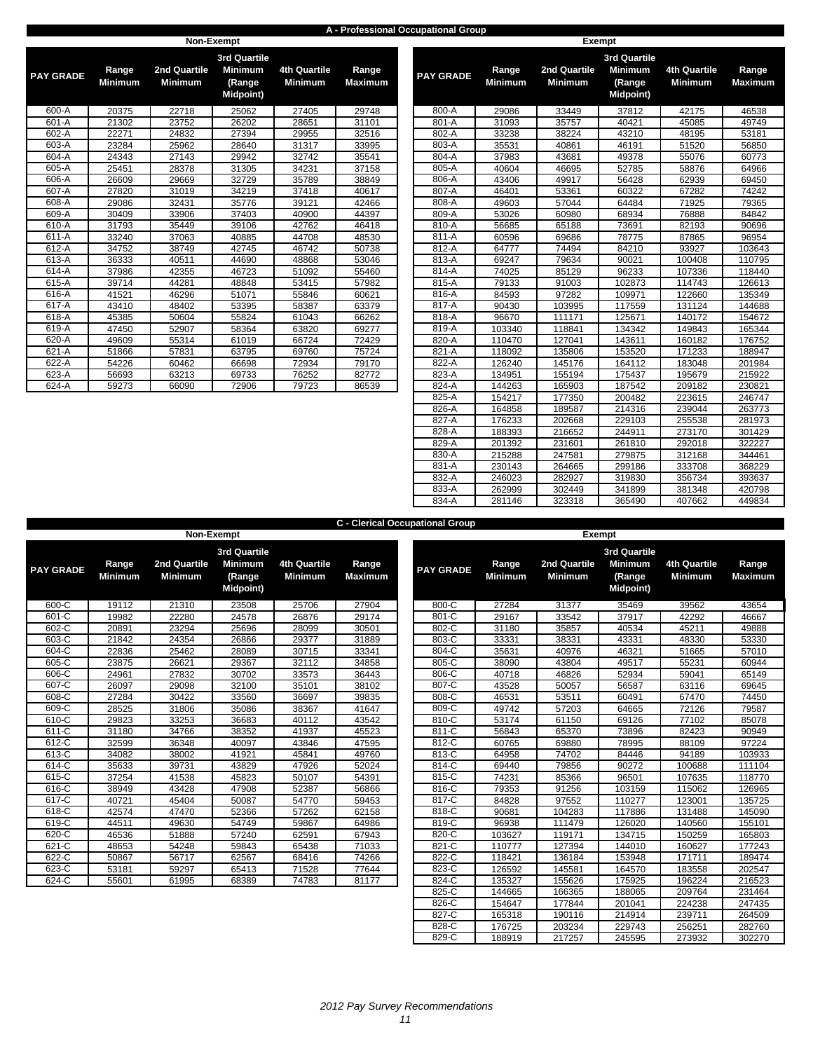## A - Professional Occupational Group

### Non-Exempt

| PAY GRADE | Range Minimum | 2nd Quartile Minimum | 3rd Quartile Minimum (Range Midpoint) | 4th Quartile Minimum | Range Maximum |
|---|---|---|---|---|---|
| 600-A | 20375 | 22718 | 25062 | 27405 | 29748 |
| 601-A | 21302 | 23752 | 26202 | 28651 | 31101 |
| 602-A | 22271 | 24832 | 27394 | 29955 | 32516 |
| 603-A | 23284 | 25962 | 28640 | 31317 | 33995 |
| 604-A | 24343 | 27143 | 29942 | 32742 | 35541 |
| 605-A | 25451 | 28378 | 31305 | 34231 | 37158 |
| 606-A | 26609 | 29669 | 32729 | 35789 | 38849 |
| 607-A | 27820 | 31019 | 34219 | 37418 | 40617 |
| 608-A | 29086 | 32431 | 35776 | 39121 | 42466 |
| 609-A | 30409 | 33906 | 37403 | 40900 | 44397 |
| 610-A | 31793 | 35449 | 39106 | 42762 | 46418 |
| 611-A | 33240 | 37063 | 40885 | 44708 | 48530 |
| 612-A | 34752 | 38749 | 42745 | 46742 | 50738 |
| 613-A | 36333 | 40511 | 44690 | 48868 | 53046 |
| 614-A | 37986 | 42355 | 46723 | 51092 | 55460 |
| 615-A | 39714 | 44281 | 48848 | 53415 | 57982 |
| 616-A | 41521 | 46296 | 51071 | 55846 | 60621 |
| 617-A | 43410 | 48402 | 53395 | 58387 | 63379 |
| 618-A | 45385 | 50604 | 55824 | 61043 | 66262 |
| 619-A | 47450 | 52907 | 58364 | 63820 | 69277 |
| 620-A | 49609 | 55314 | 61019 | 66724 | 72429 |
| 621-A | 51866 | 57831 | 63795 | 69760 | 75724 |
| 622-A | 54226 | 60462 | 66698 | 72934 | 79170 |
| 623-A | 56693 | 63213 | 69733 | 76252 | 82772 |
| 624-A | 59273 | 66090 | 72906 | 79723 | 86539 |

### Exempt

| PAY GRADE | Range Minimum | 2nd Quartile Minimum | 3rd Quartile Minimum (Range Midpoint) | 4th Quartile Minimum | Range Maximum |
|---|---|---|---|---|---|
| 800-A | 29086 | 33449 | 37812 | 42175 | 46538 |
| 801-A | 31093 | 35757 | 40421 | 45085 | 49749 |
| 802-A | 33238 | 38224 | 43210 | 48195 | 53181 |
| 803-A | 35531 | 40861 | 46191 | 51520 | 56850 |
| 804-A | 37983 | 43681 | 49378 | 55076 | 60773 |
| 805-A | 40604 | 46695 | 52785 | 58876 | 64966 |
| 806-A | 43406 | 49917 | 56428 | 62939 | 69450 |
| 807-A | 46401 | 53361 | 60322 | 67282 | 74242 |
| 808-A | 49603 | 57044 | 64484 | 71925 | 79365 |
| 809-A | 53026 | 60980 | 68934 | 76888 | 84842 |
| 810-A | 56685 | 65188 | 73691 | 82193 | 90696 |
| 811-A | 60596 | 69686 | 78775 | 87865 | 96954 |
| 812-A | 64777 | 74494 | 84210 | 93927 | 103643 |
| 813-A | 69247 | 79634 | 90021 | 100408 | 110795 |
| 814-A | 74025 | 85129 | 96233 | 107336 | 118440 |
| 815-A | 79133 | 91003 | 102873 | 114743 | 126613 |
| 816-A | 84593 | 97282 | 109971 | 122660 | 135349 |
| 817-A | 90430 | 103995 | 117559 | 131124 | 144688 |
| 818-A | 96670 | 111171 | 125671 | 140172 | 154672 |
| 819-A | 103340 | 118841 | 134342 | 149843 | 165344 |
| 820-A | 110470 | 127041 | 143611 | 160182 | 176752 |
| 821-A | 118092 | 135806 | 153520 | 171233 | 188947 |
| 822-A | 126240 | 145176 | 164112 | 183048 | 201984 |
| 823-A | 134951 | 155194 | 175437 | 195679 | 215922 |
| 824-A | 144263 | 165903 | 187542 | 209182 | 230821 |
| 825-A | 154217 | 177350 | 200482 | 223615 | 246747 |
| 826-A | 164858 | 189587 | 214316 | 239044 | 263773 |
| 827-A | 176233 | 202668 | 229103 | 255538 | 281973 |
| 828-A | 188393 | 216652 | 244911 | 273170 | 301429 |
| 829-A | 201392 | 231601 | 261810 | 292018 | 322227 |
| 830-A | 215288 | 247581 | 279875 | 312168 | 344461 |
| 831-A | 230143 | 264665 | 299186 | 333708 | 368229 |
| 832-A | 246023 | 282927 | 319830 | 356734 | 393637 |
| 833-A | 262999 | 302449 | 341899 | 381348 | 420798 |
| 834-A | 281146 | 323318 | 365490 | 407662 | 449834 |

## C - Clerical Occupational Group

### Non-Exempt

| PAY GRADE | Range Minimum | 2nd Quartile Minimum | 3rd Quartile Minimum (Range Midpoint) | 4th Quartile Minimum | Range Maximum |
|---|---|---|---|---|---|
| 600-C | 19112 | 21310 | 23508 | 25706 | 27904 |
| 601-C | 19982 | 22280 | 24578 | 26876 | 29174 |
| 602-C | 20891 | 23294 | 25696 | 28099 | 30501 |
| 603-C | 21842 | 24354 | 26866 | 29377 | 31889 |
| 604-C | 22836 | 25462 | 28089 | 30715 | 33341 |
| 605-C | 23875 | 26621 | 29367 | 32112 | 34858 |
| 606-C | 24961 | 27832 | 30702 | 33573 | 36443 |
| 607-C | 26097 | 29098 | 32100 | 35101 | 38102 |
| 608-C | 27284 | 30422 | 33560 | 36697 | 39835 |
| 609-C | 28525 | 31806 | 35086 | 38367 | 41647 |
| 610-C | 29823 | 33253 | 36683 | 40112 | 43542 |
| 611-C | 31180 | 34766 | 38352 | 41937 | 45523 |
| 612-C | 32599 | 36348 | 40097 | 43846 | 47595 |
| 613-C | 34082 | 38002 | 41921 | 45841 | 49760 |
| 614-C | 35633 | 39731 | 43829 | 47926 | 52024 |
| 615-C | 37254 | 41538 | 45823 | 50107 | 54391 |
| 616-C | 38949 | 43428 | 47908 | 52387 | 56866 |
| 617-C | 40721 | 45404 | 50087 | 54770 | 59453 |
| 618-C | 42574 | 47470 | 52366 | 57262 | 62158 |
| 619-C | 44511 | 49630 | 54749 | 59867 | 64986 |
| 620-C | 46536 | 51888 | 57240 | 62591 | 67943 |
| 621-C | 48653 | 54248 | 59843 | 65438 | 71033 |
| 622-C | 50867 | 56717 | 62567 | 68416 | 74266 |
| 623-C | 53181 | 59297 | 65413 | 71528 | 77644 |
| 624-C | 55601 | 61995 | 68389 | 74783 | 81177 |

### Exempt

| PAY GRADE | Range Minimum | 2nd Quartile Minimum | 3rd Quartile Minimum (Range Midpoint) | 4th Quartile Minimum | Range Maximum |
|---|---|---|---|---|---|
| 800-C | 27284 | 31377 | 35469 | 39562 | 43654 |
| 801-C | 29167 | 33542 | 37917 | 42292 | 46667 |
| 802-C | 31180 | 35857 | 40534 | 45211 | 49888 |
| 803-C | 33331 | 38331 | 43331 | 48330 | 53330 |
| 804-C | 35631 | 40976 | 46321 | 51665 | 57010 |
| 805-C | 38090 | 43804 | 49517 | 55231 | 60944 |
| 806-C | 40718 | 46826 | 52934 | 59041 | 65149 |
| 807-C | 43528 | 50057 | 56587 | 63116 | 69645 |
| 808-C | 46531 | 53511 | 60491 | 67470 | 74450 |
| 809-C | 49742 | 57203 | 64665 | 72126 | 79587 |
| 810-C | 53174 | 61150 | 69126 | 77102 | 85078 |
| 811-C | 56843 | 65370 | 73896 | 82423 | 90949 |
| 812-C | 60765 | 69880 | 78995 | 88109 | 97224 |
| 813-C | 64958 | 74702 | 84446 | 94189 | 103933 |
| 814-C | 69440 | 79856 | 90272 | 100688 | 111104 |
| 815-C | 74231 | 85366 | 96501 | 107635 | 118770 |
| 816-C | 79353 | 91256 | 103159 | 115062 | 126965 |
| 817-C | 84828 | 97552 | 110277 | 123001 | 135725 |
| 818-C | 90681 | 104283 | 117886 | 131488 | 145090 |
| 819-C | 96938 | 111479 | 126020 | 140560 | 155101 |
| 820-C | 103627 | 119171 | 134715 | 150259 | 165803 |
| 821-C | 110777 | 127394 | 144010 | 160627 | 177243 |
| 822-C | 118421 | 136184 | 153948 | 171711 | 189474 |
| 823-C | 126592 | 145581 | 164570 | 183558 | 202547 |
| 824-C | 135327 | 155626 | 175925 | 196224 | 216523 |
| 825-C | 144665 | 166365 | 188065 | 209764 | 231464 |
| 826-C | 154647 | 177844 | 201041 | 224238 | 247435 |
| 827-C | 165318 | 190116 | 214914 | 239711 | 264509 |
| 828-C | 176725 | 203234 | 229743 | 256251 | 282760 |
| 829-C | 188919 | 217257 | 245595 | 273932 | 302270 |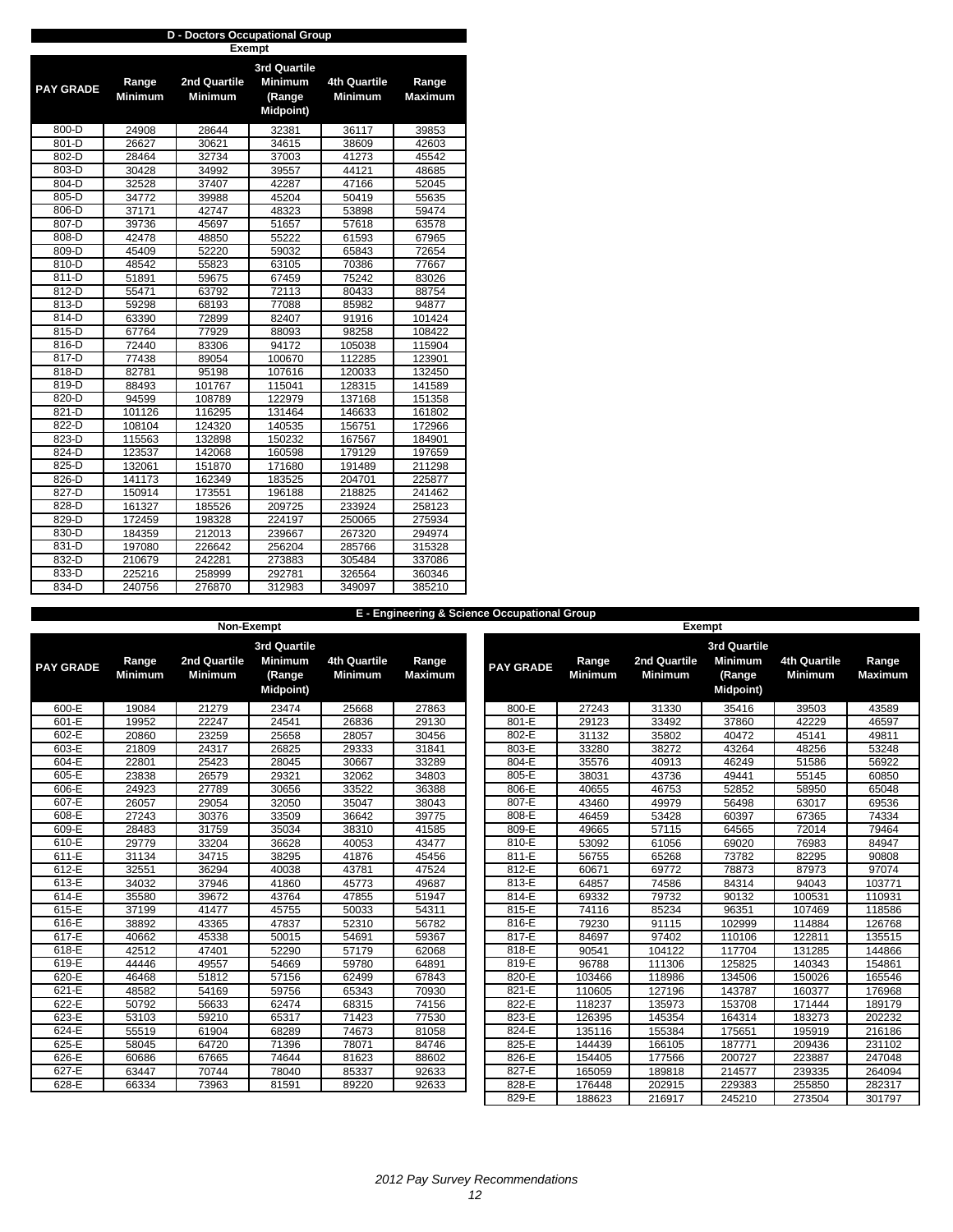## D - Doctors Occupational Group

**Exempt**

| PAY GRADE | Range Minimum | 2nd Quartile Minimum | 3rd Quartile Minimum (Range Midpoint) | 4th Quartile Minimum | Range Maximum |
|---|---|---|---|---|---|
| 800-D | 24908 | 28644 | 32381 | 36117 | 39853 |
| 801-D | 26627 | 30621 | 34615 | 38609 | 42603 |
| 802-D | 28464 | 32734 | 37003 | 41273 | 45542 |
| 803-D | 30428 | 34992 | 39557 | 44121 | 48685 |
| 804-D | 32528 | 37407 | 42287 | 47166 | 52045 |
| 805-D | 34772 | 39988 | 45204 | 50419 | 55635 |
| 806-D | 37171 | 42747 | 48323 | 53898 | 59474 |
| 807-D | 39736 | 45697 | 51657 | 57618 | 63578 |
| 808-D | 42478 | 48850 | 55222 | 61593 | 67965 |
| 809-D | 45409 | 52220 | 59032 | 65843 | 72654 |
| 810-D | 48542 | 55823 | 63105 | 70386 | 77667 |
| 811-D | 51891 | 59675 | 67459 | 75242 | 83026 |
| 812-D | 55471 | 63792 | 72113 | 80433 | 88754 |
| 813-D | 59298 | 68193 | 77088 | 85982 | 94877 |
| 814-D | 63390 | 72899 | 82407 | 91916 | 101424 |
| 815-D | 67764 | 77929 | 88093 | 98258 | 108422 |
| 816-D | 72440 | 83306 | 94172 | 105038 | 115904 |
| 817-D | 77438 | 89054 | 100670 | 112285 | 123901 |
| 818-D | 82781 | 95198 | 107616 | 120033 | 132450 |
| 819-D | 88493 | 101767 | 115041 | 128315 | 141589 |
| 820-D | 94599 | 108789 | 122979 | 137168 | 151358 |
| 821-D | 101126 | 116295 | 131464 | 146633 | 161802 |
| 822-D | 108104 | 124320 | 140535 | 156751 | 172966 |
| 823-D | 115563 | 132898 | 150232 | 167567 | 184901 |
| 824-D | 123537 | 142068 | 160598 | 179129 | 197659 |
| 825-D | 132061 | 151870 | 171680 | 191489 | 211298 |
| 826-D | 141173 | 162349 | 183525 | 204701 | 225877 |
| 827-D | 150914 | 173551 | 196188 | 218825 | 241462 |
| 828-D | 161327 | 185526 | 209725 | 233924 | 258123 |
| 829-D | 172459 | 198328 | 224197 | 250065 | 275934 |
| 830-D | 184359 | 212013 | 239667 | 267320 | 294974 |
| 831-D | 197080 | 226642 | 256204 | 285766 | 315328 |
| 832-D | 210679 | 242281 | 273883 | 305484 | 337086 |
| 833-D | 225216 | 258999 | 292781 | 326564 | 360346 |
| 834-D | 240756 | 276870 | 312983 | 349097 | 385210 |

## E - Engineering & Science Occupational Group

**Non-Exempt**

| PAY GRADE | Range Minimum | 2nd Quartile Minimum | 3rd Quartile Minimum (Range Midpoint) | 4th Quartile Minimum | Range Maximum |
|---|---|---|---|---|---|
| 600-E | 19084 | 21279 | 23474 | 25668 | 27863 |
| 601-E | 19952 | 22247 | 24541 | 26836 | 29130 |
| 602-E | 20860 | 23259 | 25658 | 28057 | 30456 |
| 603-E | 21809 | 24317 | 26825 | 29333 | 31841 |
| 604-E | 22801 | 25423 | 28045 | 30667 | 33289 |
| 605-E | 23838 | 26579 | 29321 | 32062 | 34803 |
| 606-E | 24923 | 27789 | 30656 | 33522 | 36388 |
| 607-E | 26057 | 29054 | 32050 | 35047 | 38043 |
| 608-E | 27243 | 30376 | 33509 | 36642 | 39775 |
| 609-E | 28483 | 31759 | 35034 | 38310 | 41585 |
| 610-E | 29779 | 33204 | 36628 | 40053 | 43477 |
| 611-E | 31134 | 34715 | 38295 | 41876 | 45456 |
| 612-E | 32551 | 36294 | 40038 | 43781 | 47524 |
| 613-E | 34032 | 37946 | 41860 | 45773 | 49687 |
| 614-E | 35580 | 39672 | 43764 | 47855 | 51947 |
| 615-E | 37199 | 41477 | 45755 | 50033 | 54311 |
| 616-E | 38892 | 43365 | 47837 | 52310 | 56782 |
| 617-E | 40662 | 45338 | 50015 | 54691 | 59367 |
| 618-E | 42512 | 47401 | 52290 | 57179 | 62068 |
| 619-E | 44446 | 49557 | 54669 | 59780 | 64891 |
| 620-E | 46468 | 51812 | 57156 | 62499 | 67843 |
| 621-E | 48582 | 54169 | 59756 | 65343 | 70930 |
| 622-E | 50792 | 56633 | 62474 | 68315 | 74156 |
| 623-E | 53103 | 59210 | 65317 | 71423 | 77530 |
| 624-E | 55519 | 61904 | 68289 | 74673 | 81058 |
| 625-E | 58045 | 64720 | 71396 | 78071 | 84746 |
| 626-E | 60686 | 67665 | 74644 | 81623 | 88602 |
| 627-E | 63447 | 70744 | 78040 | 85337 | 92633 |
| 628-E | 66334 | 73963 | 81591 | 89220 | 92633 |

**Exempt**

| PAY GRADE | Range Minimum | 2nd Quartile Minimum | 3rd Quartile Minimum (Range Midpoint) | 4th Quartile Minimum | Range Maximum |
|---|---|---|---|---|---|
| 800-E | 27243 | 31330 | 35416 | 39503 | 43589 |
| 801-E | 29123 | 33492 | 37860 | 42229 | 46597 |
| 802-E | 31132 | 35802 | 40472 | 45141 | 49811 |
| 803-E | 33280 | 38272 | 43264 | 48256 | 53248 |
| 804-E | 35576 | 40913 | 46249 | 51586 | 56922 |
| 805-E | 38031 | 43736 | 49441 | 55145 | 60850 |
| 806-E | 40655 | 46753 | 52852 | 58950 | 65048 |
| 807-E | 43460 | 49979 | 56498 | 63017 | 69536 |
| 808-E | 46459 | 53428 | 60397 | 67365 | 74334 |
| 809-E | 49665 | 57115 | 64565 | 72014 | 79464 |
| 810-E | 53092 | 61056 | 69020 | 76983 | 84947 |
| 811-E | 56755 | 65268 | 73782 | 82295 | 90808 |
| 812-E | 60671 | 69772 | 78873 | 87973 | 97074 |
| 813-E | 64857 | 74586 | 84314 | 94043 | 103771 |
| 814-E | 69332 | 79732 | 90132 | 100531 | 110931 |
| 815-E | 74116 | 85234 | 96351 | 107469 | 118586 |
| 816-E | 79230 | 91115 | 102999 | 114884 | 126768 |
| 817-E | 84697 | 97402 | 110106 | 122811 | 135515 |
| 818-E | 90541 | 104122 | 117704 | 131285 | 144866 |
| 819-E | 96788 | 111306 | 125825 | 140343 | 154861 |
| 820-E | 103466 | 118986 | 134506 | 150026 | 165546 |
| 821-E | 110605 | 127196 | 143787 | 160377 | 176968 |
| 822-E | 118237 | 135973 | 153708 | 171444 | 189179 |
| 823-E | 126395 | 145354 | 164314 | 183273 | 202232 |
| 824-E | 135116 | 155384 | 175651 | 195919 | 216186 |
| 825-E | 144439 | 166105 | 187771 | 209436 | 231102 |
| 826-E | 154405 | 177566 | 200727 | 223887 | 247048 |
| 827-E | 165059 | 189818 | 214577 | 239335 | 264094 |
| 828-E | 176448 | 202915 | 229383 | 255850 | 282317 |
| 829-E | 188623 | 216917 | 245210 | 273504 | 301797 |

*2012 Pay Survey Recommendations*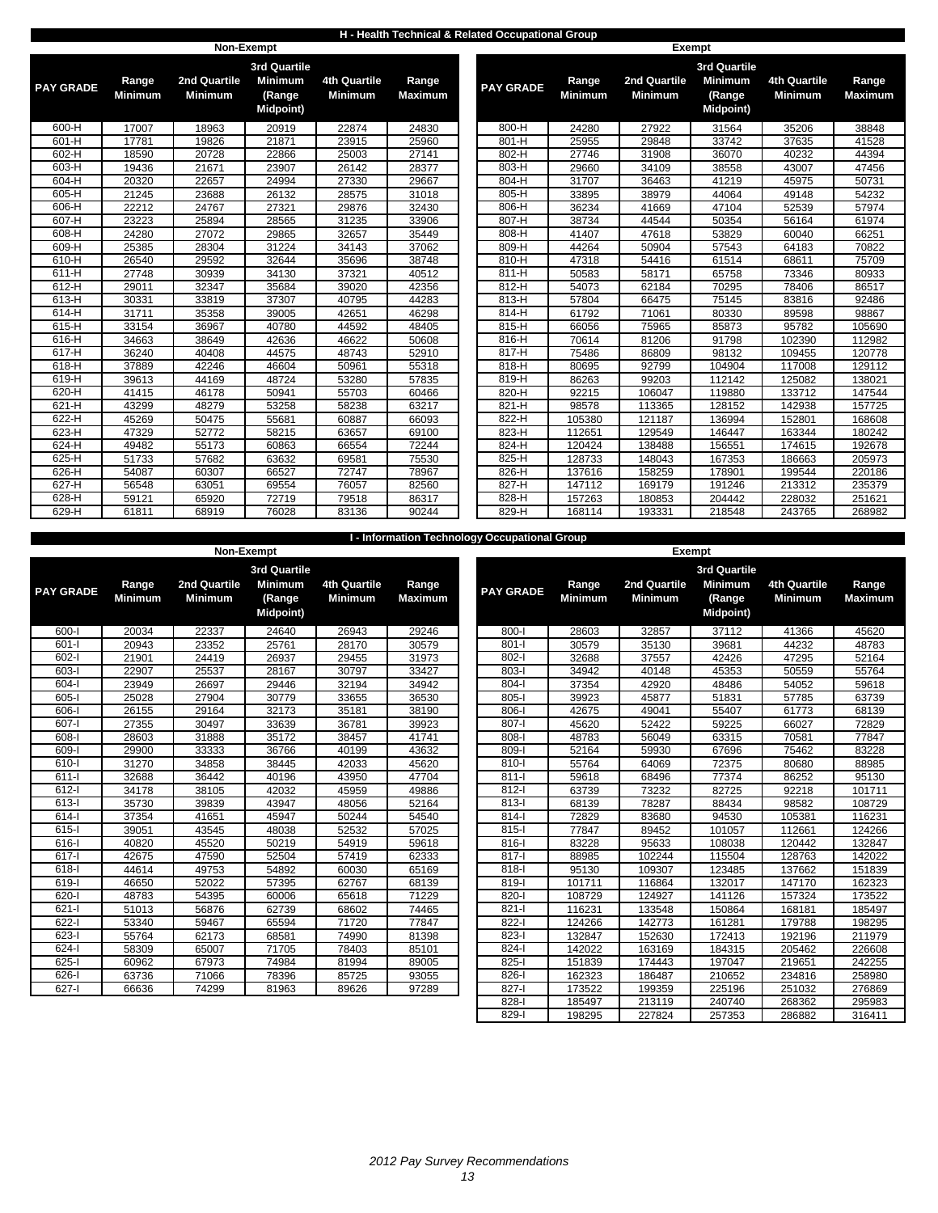## H - Health Technical & Related Occupational Group

### Non-Exempt

| PAY GRADE | Range Minimum | 2nd Quartile Minimum | 3rd Quartile Minimum (Range Midpoint) | 4th Quartile Minimum | Range Maximum |
|---|---|---|---|---|---|
| 600-H | 17007 | 18963 | 20919 | 22874 | 24830 |
| 601-H | 17781 | 19826 | 21871 | 23915 | 25960 |
| 602-H | 18590 | 20728 | 22866 | 25003 | 27141 |
| 603-H | 19436 | 21671 | 23907 | 26142 | 28377 |
| 604-H | 20320 | 22657 | 24994 | 27330 | 29667 |
| 605-H | 21245 | 23688 | 26132 | 28575 | 31018 |
| 606-H | 22212 | 24767 | 27321 | 29876 | 32430 |
| 607-H | 23223 | 25894 | 28565 | 31235 | 33906 |
| 608-H | 24280 | 27072 | 29865 | 32657 | 35449 |
| 609-H | 25385 | 28304 | 31224 | 34143 | 37062 |
| 610-H | 26540 | 29592 | 32644 | 35696 | 38748 |
| 611-H | 27748 | 30939 | 34130 | 37321 | 40512 |
| 612-H | 29011 | 32347 | 35684 | 39020 | 42356 |
| 613-H | 30331 | 33819 | 37307 | 40795 | 44283 |
| 614-H | 31711 | 35358 | 39005 | 42651 | 46298 |
| 615-H | 33154 | 36967 | 40780 | 44592 | 48405 |
| 616-H | 34663 | 38649 | 42636 | 46622 | 50608 |
| 617-H | 36240 | 40408 | 44575 | 48743 | 52910 |
| 618-H | 37889 | 42246 | 46604 | 50961 | 55318 |
| 619-H | 39613 | 44169 | 48724 | 53280 | 57835 |
| 620-H | 41415 | 46178 | 50941 | 55703 | 60466 |
| 621-H | 43299 | 48279 | 53258 | 58238 | 63217 |
| 622-H | 45269 | 50475 | 55681 | 60887 | 66093 |
| 623-H | 47329 | 52772 | 58215 | 63657 | 69100 |
| 624-H | 49482 | 55173 | 60863 | 66554 | 72244 |
| 625-H | 51733 | 57682 | 63632 | 69581 | 75530 |
| 626-H | 54087 | 60307 | 66527 | 72747 | 78967 |
| 627-H | 56548 | 63051 | 69554 | 76057 | 82560 |
| 628-H | 59121 | 65920 | 72719 | 79518 | 86317 |
| 629-H | 61811 | 68919 | 76028 | 83136 | 90244 |

### Exempt

| PAY GRADE | Range Minimum | 2nd Quartile Minimum | 3rd Quartile Minimum (Range Midpoint) | 4th Quartile Minimum | Range Maximum |
|---|---|---|---|---|---|
| 800-H | 24280 | 27922 | 31564 | 35206 | 38848 |
| 801-H | 25955 | 29848 | 33742 | 37635 | 41528 |
| 802-H | 27746 | 31908 | 36070 | 40232 | 44394 |
| 803-H | 29660 | 34109 | 38558 | 43007 | 47456 |
| 804-H | 31707 | 36463 | 41219 | 45975 | 50731 |
| 805-H | 33895 | 38979 | 44064 | 49148 | 54232 |
| 806-H | 36234 | 41669 | 47104 | 52539 | 57974 |
| 807-H | 38734 | 44544 | 50354 | 56164 | 61974 |
| 808-H | 41407 | 47618 | 53829 | 60040 | 66251 |
| 809-H | 44264 | 50904 | 57543 | 64183 | 70822 |
| 810-H | 47318 | 54416 | 61514 | 68611 | 75709 |
| 811-H | 50583 | 58171 | 65758 | 73346 | 80933 |
| 812-H | 54073 | 62184 | 70295 | 78406 | 86517 |
| 813-H | 57804 | 66475 | 75145 | 83816 | 92486 |
| 814-H | 61792 | 71061 | 80330 | 89598 | 98867 |
| 815-H | 66056 | 75965 | 85873 | 95782 | 105690 |
| 816-H | 70614 | 81206 | 91798 | 102390 | 112982 |
| 817-H | 75486 | 86809 | 98132 | 109455 | 120778 |
| 818-H | 80695 | 92799 | 104904 | 117008 | 129112 |
| 819-H | 86263 | 99203 | 112142 | 125082 | 138021 |
| 820-H | 92215 | 106047 | 119880 | 133712 | 147544 |
| 821-H | 98578 | 113365 | 128152 | 142938 | 157725 |
| 822-H | 105380 | 121187 | 136994 | 152801 | 168608 |
| 823-H | 112651 | 129549 | 146447 | 163344 | 180242 |
| 824-H | 120424 | 138488 | 156551 | 174615 | 192678 |
| 825-H | 128733 | 148043 | 167353 | 186663 | 205973 |
| 826-H | 137616 | 158259 | 178901 | 199544 | 220186 |
| 827-H | 147112 | 169179 | 191246 | 213312 | 235379 |
| 828-H | 157263 | 180853 | 204442 | 228032 | 251621 |
| 829-H | 168114 | 193331 | 218548 | 243765 | 268982 |

## I - Information Technology Occupational Group

### Non-Exempt

| PAY GRADE | Range Minimum | 2nd Quartile Minimum | 3rd Quartile Minimum (Range Midpoint) | 4th Quartile Minimum | Range Maximum |
|---|---|---|---|---|---|
| 600-I | 20034 | 22337 | 24640 | 26943 | 29246 |
| 601-I | 20943 | 23352 | 25761 | 28170 | 30579 |
| 602-I | 21901 | 24419 | 26937 | 29455 | 31973 |
| 603-I | 22907 | 25537 | 28167 | 30797 | 33427 |
| 604-I | 23949 | 26697 | 29446 | 32194 | 34942 |
| 605-I | 25028 | 27904 | 30779 | 33655 | 36530 |
| 606-I | 26155 | 29164 | 32173 | 35181 | 38190 |
| 607-I | 27355 | 30497 | 33639 | 36781 | 39923 |
| 608-I | 28603 | 31888 | 35172 | 38457 | 41741 |
| 609-I | 29900 | 33333 | 36766 | 40199 | 43632 |
| 610-I | 31270 | 34858 | 38445 | 42033 | 45620 |
| 611-I | 32688 | 36442 | 40196 | 43950 | 47704 |
| 612-I | 34178 | 38105 | 42032 | 45959 | 49886 |
| 613-I | 35730 | 39839 | 43947 | 48056 | 52164 |
| 614-I | 37354 | 41651 | 45947 | 50244 | 54540 |
| 615-I | 39051 | 43545 | 48038 | 52532 | 57025 |
| 616-I | 40820 | 45520 | 50219 | 54919 | 59618 |
| 617-I | 42675 | 47590 | 52504 | 57419 | 62333 |
| 618-I | 44614 | 49753 | 54892 | 60030 | 65169 |
| 619-I | 46650 | 52022 | 57395 | 62767 | 68139 |
| 620-I | 48783 | 54395 | 60006 | 65618 | 71229 |
| 621-I | 51013 | 56876 | 62739 | 68602 | 74465 |
| 622-I | 53340 | 59467 | 65594 | 71720 | 77847 |
| 623-I | 55764 | 62173 | 68581 | 74990 | 81398 |
| 624-I | 58309 | 65007 | 71705 | 78403 | 85101 |
| 625-I | 60962 | 67973 | 74984 | 81994 | 89005 |
| 626-I | 63736 | 71066 | 78396 | 85725 | 93055 |
| 627-I | 66636 | 74299 | 81963 | 89626 | 97289 |

### Exempt

| PAY GRADE | Range Minimum | 2nd Quartile Minimum | 3rd Quartile Minimum (Range Midpoint) | 4th Quartile Minimum | Range Maximum |
|---|---|---|---|---|---|
| 800-I | 28603 | 32857 | 37112 | 41366 | 45620 |
| 801-I | 30579 | 35130 | 39681 | 44232 | 48783 |
| 802-I | 32688 | 37557 | 42426 | 47295 | 52164 |
| 803-I | 34942 | 40148 | 45353 | 50559 | 55764 |
| 804-I | 37354 | 42920 | 48486 | 54052 | 59618 |
| 805-I | 39923 | 45877 | 51831 | 57785 | 63739 |
| 806-I | 42675 | 49041 | 55407 | 61773 | 68139 |
| 807-I | 45620 | 52422 | 59225 | 66027 | 72829 |
| 808-I | 48783 | 56049 | 63315 | 70581 | 77847 |
| 809-I | 52164 | 59930 | 67696 | 75462 | 83228 |
| 810-I | 55764 | 64069 | 72375 | 80680 | 88985 |
| 811-I | 59618 | 68496 | 77374 | 86252 | 95130 |
| 812-I | 63739 | 73232 | 82725 | 92218 | 101711 |
| 813-I | 68139 | 78287 | 88434 | 98582 | 108729 |
| 814-I | 72829 | 83680 | 94530 | 105381 | 116231 |
| 815-I | 77847 | 89452 | 101057 | 112661 | 124266 |
| 816-I | 83228 | 95633 | 108038 | 120442 | 132847 |
| 817-I | 88985 | 102244 | 115504 | 128763 | 142022 |
| 818-I | 95130 | 109307 | 123485 | 137662 | 151839 |
| 819-I | 101711 | 116864 | 132017 | 147170 | 162323 |
| 820-I | 108729 | 124927 | 141126 | 157324 | 173522 |
| 821-I | 116231 | 133548 | 150864 | 168181 | 185497 |
| 822-I | 124266 | 142773 | 161281 | 179788 | 198295 |
| 823-I | 132847 | 152630 | 172413 | 192196 | 211979 |
| 824-I | 142022 | 163169 | 184315 | 205462 | 226608 |
| 825-I | 151839 | 174443 | 197047 | 219651 | 242255 |
| 826-I | 162323 | 186487 | 210652 | 234816 | 258980 |
| 827-I | 173522 | 199359 | 225196 | 251032 | 276869 |
| 828-I | 185497 | 213119 | 240740 | 268362 | 295983 |
| 829-I | 198295 | 227824 | 257353 | 286882 | 316411 |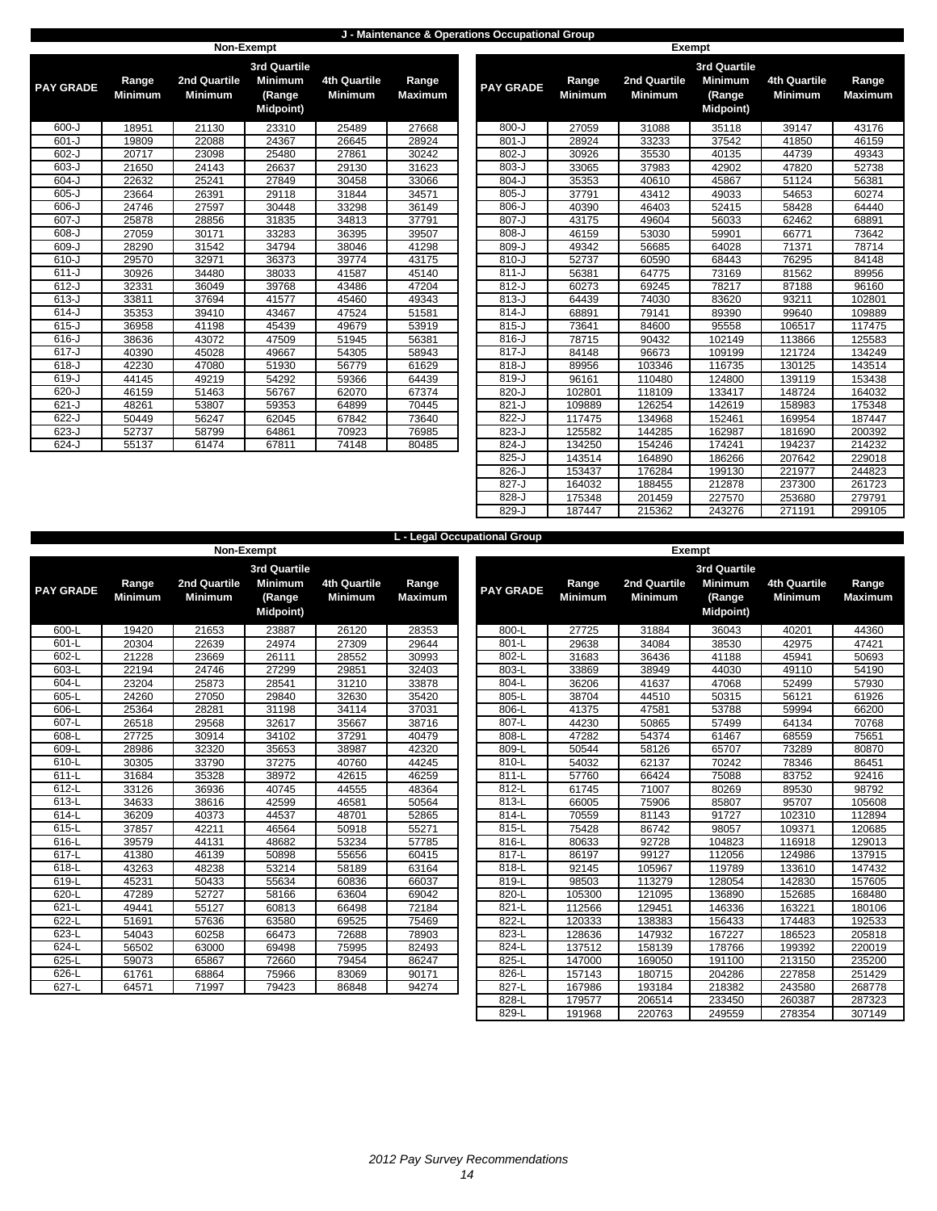## J - Maintenance & Operations Occupational Group

### Non-Exempt

| PAY GRADE | Range Minimum | 2nd Quartile Minimum | 3rd Quartile Minimum (Range Midpoint) | 4th Quartile Minimum | Range Maximum |
|---|---|---|---|---|---|
| 600-J | 18951 | 21130 | 23310 | 25489 | 27668 |
| 601-J | 19809 | 22088 | 24367 | 26645 | 28924 |
| 602-J | 20717 | 23098 | 25480 | 27861 | 30242 |
| 603-J | 21650 | 24143 | 26637 | 29130 | 31623 |
| 604-J | 22632 | 25241 | 27849 | 30458 | 33066 |
| 605-J | 23664 | 26391 | 29118 | 31844 | 34571 |
| 606-J | 24746 | 27597 | 30448 | 33298 | 36149 |
| 607-J | 25878 | 28856 | 31835 | 34813 | 37791 |
| 608-J | 27059 | 30171 | 33283 | 36395 | 39507 |
| 609-J | 28290 | 31542 | 34794 | 38046 | 41298 |
| 610-J | 29570 | 32971 | 36373 | 39774 | 43175 |
| 611-J | 30926 | 34480 | 38033 | 41587 | 45140 |
| 612-J | 32331 | 36049 | 39768 | 43486 | 47204 |
| 613-J | 33811 | 37694 | 41577 | 45460 | 49343 |
| 614-J | 35353 | 39410 | 43467 | 47524 | 51581 |
| 615-J | 36958 | 41198 | 45439 | 49679 | 53919 |
| 616-J | 38636 | 43072 | 47509 | 51945 | 56381 |
| 617-J | 40390 | 45028 | 49667 | 54305 | 58943 |
| 618-J | 42230 | 47080 | 51930 | 56779 | 61629 |
| 619-J | 44145 | 49219 | 54292 | 59366 | 64439 |
| 620-J | 46159 | 51463 | 56767 | 62070 | 67374 |
| 621-J | 48261 | 53807 | 59353 | 64899 | 70445 |
| 622-J | 50449 | 56247 | 62045 | 67842 | 73640 |
| 623-J | 52737 | 58799 | 64861 | 70923 | 76985 |
| 624-J | 55137 | 61474 | 67811 | 74148 | 80485 |

### Exempt

| PAY GRADE | Range Minimum | 2nd Quartile Minimum | 3rd Quartile Minimum (Range Midpoint) | 4th Quartile Minimum | Range Maximum |
|---|---|---|---|---|---|
| 800-J | 27059 | 31088 | 35118 | 39147 | 43176 |
| 801-J | 28924 | 33233 | 37542 | 41850 | 46159 |
| 802-J | 30926 | 35530 | 40135 | 44739 | 49343 |
| 803-J | 33065 | 37983 | 42902 | 47820 | 52738 |
| 804-J | 35353 | 40610 | 45867 | 51124 | 56381 |
| 805-J | 37791 | 43412 | 49033 | 54653 | 60274 |
| 806-J | 40390 | 46403 | 52415 | 58428 | 64440 |
| 807-J | 43175 | 49604 | 56033 | 62462 | 68891 |
| 808-J | 46159 | 53030 | 59901 | 66771 | 73642 |
| 809-J | 49342 | 56685 | 64028 | 71371 | 78714 |
| 810-J | 52737 | 60590 | 68443 | 76295 | 84148 |
| 811-J | 56381 | 64775 | 73169 | 81562 | 89956 |
| 812-J | 60273 | 69245 | 78217 | 87188 | 96160 |
| 813-J | 64439 | 74030 | 83620 | 93211 | 102801 |
| 814-J | 68891 | 79141 | 89390 | 99640 | 109889 |
| 815-J | 73641 | 84600 | 95558 | 106517 | 117475 |
| 816-J | 78715 | 90432 | 102149 | 113866 | 125583 |
| 817-J | 84148 | 96673 | 109199 | 121724 | 134249 |
| 818-J | 89956 | 103346 | 116735 | 130125 | 143514 |
| 819-J | 96161 | 110480 | 124800 | 139119 | 153438 |
| 820-J | 102801 | 118109 | 133417 | 148724 | 164032 |
| 821-J | 109889 | 126254 | 142619 | 158983 | 175348 |
| 822-J | 117475 | 134968 | 152461 | 169954 | 187447 |
| 823-J | 125582 | 144285 | 162987 | 181690 | 200392 |
| 824-J | 134250 | 154246 | 174241 | 194237 | 214232 |
| 825-J | 143514 | 164890 | 186266 | 207642 | 229018 |
| 826-J | 153437 | 176284 | 199130 | 221977 | 244823 |
| 827-J | 164032 | 188455 | 212878 | 237300 | 261723 |
| 828-J | 175348 | 201459 | 227570 | 253680 | 279791 |
| 829-J | 187447 | 215362 | 243276 | 271191 | 299105 |

## L - Legal Occupational Group

### Non-Exempt

| PAY GRADE | Range Minimum | 2nd Quartile Minimum | 3rd Quartile Minimum (Range Midpoint) | 4th Quartile Minimum | Range Maximum |
|---|---|---|---|---|---|
| 600-L | 19420 | 21653 | 23887 | 26120 | 28353 |
| 601-L | 20304 | 22639 | 24974 | 27309 | 29644 |
| 602-L | 21228 | 23669 | 26111 | 28552 | 30993 |
| 603-L | 22194 | 24746 | 27299 | 29851 | 32403 |
| 604-L | 23204 | 25873 | 28541 | 31210 | 33878 |
| 605-L | 24260 | 27050 | 29840 | 32630 | 35420 |
| 606-L | 25364 | 28281 | 31198 | 34114 | 37031 |
| 607-L | 26518 | 29568 | 32617 | 35667 | 38716 |
| 608-L | 27725 | 30914 | 34102 | 37291 | 40479 |
| 609-L | 28986 | 32320 | 35653 | 38987 | 42320 |
| 610-L | 30305 | 33790 | 37275 | 40760 | 44245 |
| 611-L | 31684 | 35328 | 38972 | 42615 | 46259 |
| 612-L | 33126 | 36936 | 40745 | 44555 | 48364 |
| 613-L | 34633 | 38616 | 42599 | 46581 | 50564 |
| 614-L | 36209 | 40373 | 44537 | 48701 | 52865 |
| 615-L | 37857 | 42211 | 46564 | 50918 | 55271 |
| 616-L | 39579 | 44131 | 48682 | 53234 | 57785 |
| 617-L | 41380 | 46139 | 50898 | 55656 | 60415 |
| 618-L | 43263 | 48238 | 53214 | 58189 | 63164 |
| 619-L | 45231 | 50433 | 55634 | 60836 | 66037 |
| 620-L | 47289 | 52727 | 58166 | 63604 | 69042 |
| 621-L | 49441 | 55127 | 60813 | 66498 | 72184 |
| 622-L | 51691 | 57636 | 63580 | 69525 | 75469 |
| 623-L | 54043 | 60258 | 66473 | 72688 | 78903 |
| 624-L | 56502 | 63000 | 69498 | 75995 | 82493 |
| 625-L | 59073 | 65867 | 72660 | 79454 | 86247 |
| 626-L | 61761 | 68864 | 75966 | 83069 | 90171 |
| 627-L | 64571 | 71997 | 79423 | 86848 | 94274 |

### Exempt

| PAY GRADE | Range Minimum | 2nd Quartile Minimum | 3rd Quartile Minimum (Range Midpoint) | 4th Quartile Minimum | Range Maximum |
|---|---|---|---|---|---|
| 800-L | 27725 | 31884 | 36043 | 40201 | 44360 |
| 801-L | 29638 | 34084 | 38530 | 42975 | 47421 |
| 802-L | 31683 | 36436 | 41188 | 45941 | 50693 |
| 803-L | 33869 | 38949 | 44030 | 49110 | 54190 |
| 804-L | 36206 | 41637 | 47068 | 52499 | 57930 |
| 805-L | 38704 | 44510 | 50315 | 56121 | 61926 |
| 806-L | 41375 | 47581 | 53788 | 59994 | 66200 |
| 807-L | 44230 | 50865 | 57499 | 64134 | 70768 |
| 808-L | 47282 | 54374 | 61467 | 68559 | 75651 |
| 809-L | 50544 | 58126 | 65707 | 73289 | 80870 |
| 810-L | 54032 | 62137 | 70242 | 78346 | 86451 |
| 811-L | 57760 | 66424 | 75088 | 83752 | 92416 |
| 812-L | 61745 | 71007 | 80269 | 89530 | 98792 |
| 813-L | 66005 | 75906 | 85807 | 95707 | 105608 |
| 814-L | 70559 | 81143 | 91727 | 102310 | 112894 |
| 815-L | 75428 | 86742 | 98057 | 109371 | 120685 |
| 816-L | 80633 | 92728 | 104823 | 116918 | 129013 |
| 817-L | 86197 | 99127 | 112056 | 124986 | 137915 |
| 818-L | 92145 | 105967 | 119789 | 133610 | 147432 |
| 819-L | 98503 | 113279 | 128054 | 142830 | 157605 |
| 820-L | 105300 | 121095 | 136890 | 152685 | 168480 |
| 821-L | 112566 | 129451 | 146336 | 163221 | 180106 |
| 822-L | 120333 | 138383 | 156433 | 174483 | 192533 |
| 823-L | 128636 | 147932 | 167227 | 186523 | 205818 |
| 824-L | 137512 | 158139 | 178766 | 199392 | 220019 |
| 825-L | 147000 | 169050 | 191100 | 213150 | 235200 |
| 826-L | 157143 | 180715 | 204286 | 227858 | 251429 |
| 827-L | 167986 | 193184 | 218382 | 243580 | 268778 |
| 828-L | 179577 | 206514 | 233450 | 260387 | 287323 |
| 829-L | 191968 | 220763 | 249559 | 278354 | 307149 |

*2012 Pay Survey Recommendations*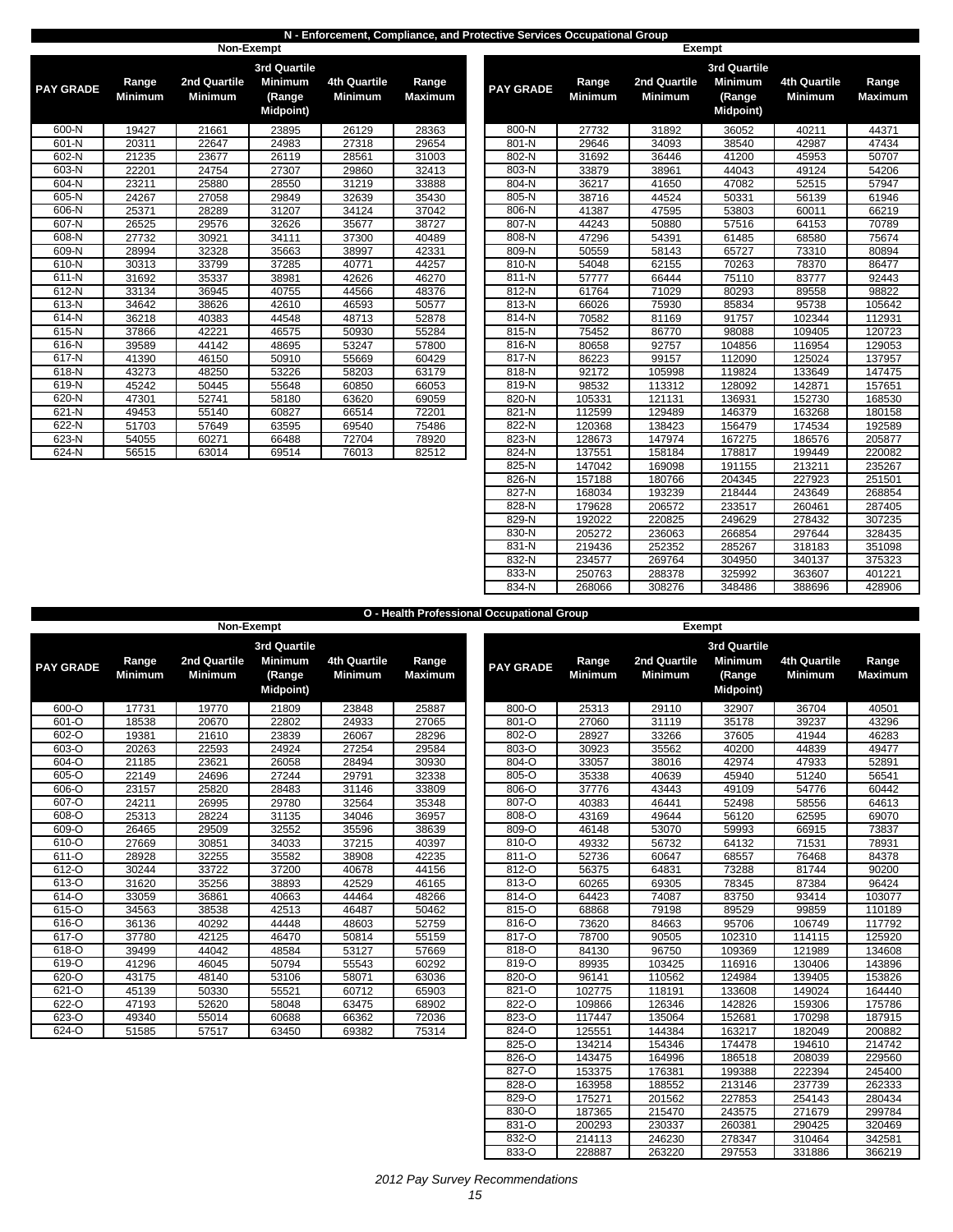## N - Enforcement, Compliance, and Protective Services Occupational Group

### Non-Exempt

| PAY GRADE | Range Minimum | 2nd Quartile Minimum | 3rd Quartile Minimum (Range Midpoint) | 4th Quartile Minimum | Range Maximum |
|---|---|---|---|---|---|
| 600-N | 19427 | 21661 | 23895 | 26129 | 28363 |
| 601-N | 20311 | 22647 | 24983 | 27318 | 29654 |
| 602-N | 21235 | 23677 | 26119 | 28561 | 31003 |
| 603-N | 22201 | 24754 | 27307 | 29860 | 32413 |
| 604-N | 23211 | 25880 | 28550 | 31219 | 33888 |
| 605-N | 24267 | 27058 | 29849 | 32639 | 35430 |
| 606-N | 25371 | 28289 | 31207 | 34124 | 37042 |
| 607-N | 26525 | 29576 | 32626 | 35677 | 38727 |
| 608-N | 27732 | 30921 | 34111 | 37300 | 40489 |
| 609-N | 28994 | 32328 | 35663 | 38997 | 42331 |
| 610-N | 30313 | 33799 | 37285 | 40771 | 44257 |
| 611-N | 31692 | 35337 | 38981 | 42626 | 46270 |
| 612-N | 33134 | 36945 | 40755 | 44566 | 48376 |
| 613-N | 34642 | 38626 | 42610 | 46593 | 50577 |
| 614-N | 36218 | 40383 | 44548 | 48713 | 52878 |
| 615-N | 37866 | 42221 | 46575 | 50930 | 55284 |
| 616-N | 39589 | 44142 | 48695 | 53247 | 57800 |
| 617-N | 41390 | 46150 | 50910 | 55669 | 60429 |
| 618-N | 43273 | 48250 | 53226 | 58203 | 63179 |
| 619-N | 45242 | 50445 | 55648 | 60850 | 66053 |
| 620-N | 47301 | 52741 | 58180 | 63620 | 69059 |
| 621-N | 49453 | 55140 | 60827 | 66514 | 72201 |
| 622-N | 51703 | 57649 | 63595 | 69540 | 75486 |
| 623-N | 54055 | 60271 | 66488 | 72704 | 78920 |
| 624-N | 56515 | 63014 | 69514 | 76013 | 82512 |

### Exempt

| PAY GRADE | Range Minimum | 2nd Quartile Minimum | 3rd Quartile Minimum (Range Midpoint) | 4th Quartile Minimum | Range Maximum |
|---|---|---|---|---|---|
| 800-N | 27732 | 31892 | 36052 | 40211 | 44371 |
| 801-N | 29646 | 34093 | 38540 | 42987 | 47434 |
| 802-N | 31692 | 36446 | 41200 | 45953 | 50707 |
| 803-N | 33879 | 38961 | 44043 | 49124 | 54206 |
| 804-N | 36217 | 41650 | 47082 | 52515 | 57947 |
| 805-N | 38716 | 44524 | 50331 | 56139 | 61946 |
| 806-N | 41387 | 47595 | 53803 | 60011 | 66219 |
| 807-N | 44243 | 50880 | 57516 | 64153 | 70789 |
| 808-N | 47296 | 54391 | 61485 | 68580 | 75674 |
| 809-N | 50559 | 58143 | 65727 | 73310 | 80894 |
| 810-N | 54048 | 62155 | 70263 | 78370 | 86477 |
| 811-N | 57777 | 66444 | 75110 | 83777 | 92443 |
| 812-N | 61764 | 71029 | 80293 | 89558 | 98822 |
| 813-N | 66026 | 75930 | 85834 | 95738 | 105642 |
| 814-N | 70582 | 81169 | 91757 | 102344 | 112931 |
| 815-N | 75452 | 86770 | 98088 | 109405 | 120723 |
| 816-N | 80658 | 92757 | 104856 | 116954 | 129053 |
| 817-N | 86223 | 99157 | 112090 | 125024 | 137957 |
| 818-N | 92172 | 105998 | 119824 | 133649 | 147475 |
| 819-N | 98532 | 113312 | 128092 | 142871 | 157651 |
| 820-N | 105331 | 121131 | 136931 | 152730 | 168530 |
| 821-N | 112599 | 129489 | 146379 | 163268 | 180158 |
| 822-N | 120368 | 138423 | 156479 | 174534 | 192589 |
| 823-N | 128673 | 147974 | 167275 | 186576 | 205877 |
| 824-N | 137551 | 158184 | 178817 | 199449 | 220082 |
| 825-N | 147042 | 169098 | 191155 | 213211 | 235267 |
| 826-N | 157188 | 180766 | 204345 | 227923 | 251501 |
| 827-N | 168034 | 193239 | 218444 | 243649 | 268854 |
| 828-N | 179628 | 206572 | 233517 | 260461 | 287405 |
| 829-N | 192022 | 220825 | 249629 | 278432 | 307235 |
| 830-N | 205272 | 236063 | 266854 | 297644 | 328435 |
| 831-N | 219436 | 252352 | 285267 | 318183 | 351098 |
| 832-N | 234577 | 269764 | 304950 | 340137 | 375323 |
| 833-N | 250763 | 288378 | 325992 | 363607 | 401221 |
| 834-N | 268066 | 308276 | 348486 | 388696 | 428906 |

## O - Health Professional Occupational Group

### Non-Exempt

| PAY GRADE | Range Minimum | 2nd Quartile Minimum | 3rd Quartile Minimum (Range Midpoint) | 4th Quartile Minimum | Range Maximum |
|---|---|---|---|---|---|
| 600-O | 17731 | 19770 | 21809 | 23848 | 25887 |
| 601-O | 18538 | 20670 | 22802 | 24933 | 27065 |
| 602-O | 19381 | 21610 | 23839 | 26067 | 28296 |
| 603-O | 20263 | 22593 | 24924 | 27254 | 29584 |
| 604-O | 21185 | 23621 | 26058 | 28494 | 30930 |
| 605-O | 22149 | 24696 | 27244 | 29791 | 32338 |
| 606-O | 23157 | 25820 | 28483 | 31146 | 33809 |
| 607-O | 24211 | 26995 | 29780 | 32564 | 35348 |
| 608-O | 25313 | 28224 | 31135 | 34046 | 36957 |
| 609-O | 26465 | 29509 | 32552 | 35596 | 38639 |
| 610-O | 27669 | 30851 | 34033 | 37215 | 40397 |
| 611-O | 28928 | 32255 | 35582 | 38908 | 42235 |
| 612-O | 30244 | 33722 | 37200 | 40678 | 44156 |
| 613-O | 31620 | 35256 | 38893 | 42529 | 46165 |
| 614-O | 33059 | 36861 | 40663 | 44464 | 48266 |
| 615-O | 34563 | 38538 | 42513 | 46487 | 50462 |
| 616-O | 36136 | 40292 | 44448 | 48603 | 52759 |
| 617-O | 37780 | 42125 | 46470 | 50814 | 55159 |
| 618-O | 39499 | 44042 | 48584 | 53127 | 57669 |
| 619-O | 41296 | 46045 | 50794 | 55543 | 60292 |
| 620-O | 43175 | 48140 | 53106 | 58071 | 63036 |
| 621-O | 45139 | 50330 | 55521 | 60712 | 65903 |
| 622-O | 47193 | 52620 | 58048 | 63475 | 68902 |
| 623-O | 49340 | 55014 | 60688 | 66362 | 72036 |
| 624-O | 51585 | 57517 | 63450 | 69382 | 75314 |

### Exempt

| PAY GRADE | Range Minimum | 2nd Quartile Minimum | 3rd Quartile Minimum (Range Midpoint) | 4th Quartile Minimum | Range Maximum |
|---|---|---|---|---|---|
| 800-O | 25313 | 29110 | 32907 | 36704 | 40501 |
| 801-O | 27060 | 31119 | 35178 | 39237 | 43296 |
| 802-O | 28927 | 33266 | 37605 | 41944 | 46283 |
| 803-O | 30923 | 35562 | 40200 | 44839 | 49477 |
| 804-O | 33057 | 38016 | 42974 | 47933 | 52891 |
| 805-O | 35338 | 40639 | 45940 | 51240 | 56541 |
| 806-O | 37776 | 43443 | 49109 | 54776 | 60442 |
| 807-O | 40383 | 46441 | 52498 | 58556 | 64613 |
| 808-O | 43169 | 49644 | 56120 | 62595 | 69070 |
| 809-O | 46148 | 53070 | 59993 | 66915 | 73837 |
| 810-O | 49332 | 56732 | 64132 | 71531 | 78931 |
| 811-O | 52736 | 60647 | 68557 | 76468 | 84378 |
| 812-O | 56375 | 64831 | 73288 | 81744 | 90200 |
| 813-O | 60265 | 69305 | 78345 | 87384 | 96424 |
| 814-O | 64423 | 74087 | 83750 | 93414 | 103077 |
| 815-O | 68868 | 79198 | 89529 | 99859 | 110189 |
| 816-O | 73620 | 84663 | 95706 | 106749 | 117792 |
| 817-O | 78700 | 90505 | 102310 | 114115 | 125920 |
| 818-O | 84130 | 96750 | 109369 | 121989 | 134608 |
| 819-O | 89935 | 103425 | 116916 | 130406 | 143896 |
| 820-O | 96141 | 110562 | 124984 | 139405 | 153826 |
| 821-O | 102775 | 118191 | 133608 | 149024 | 164440 |
| 822-O | 109866 | 126346 | 142826 | 159306 | 175786 |
| 823-O | 117447 | 135064 | 152681 | 170298 | 187915 |
| 824-O | 125551 | 144384 | 163217 | 182049 | 200882 |
| 825-O | 134214 | 154346 | 174478 | 194610 | 214742 |
| 826-O | 143475 | 164996 | 186518 | 208039 | 229560 |
| 827-O | 153375 | 176381 | 199388 | 222394 | 245400 |
| 828-O | 163958 | 188552 | 213146 | 237739 | 262333 |
| 829-O | 175271 | 201562 | 227853 | 254143 | 280434 |
| 830-O | 187365 | 215470 | 243575 | 271679 | 299784 |
| 831-O | 200293 | 230337 | 260381 | 290425 | 320469 |
| 832-O | 214113 | 246230 | 278347 | 310464 | 342581 |
| 833-O | 228887 | 263220 | 297553 | 331886 | 366219 |

*2012 Pay Survey Recommendations*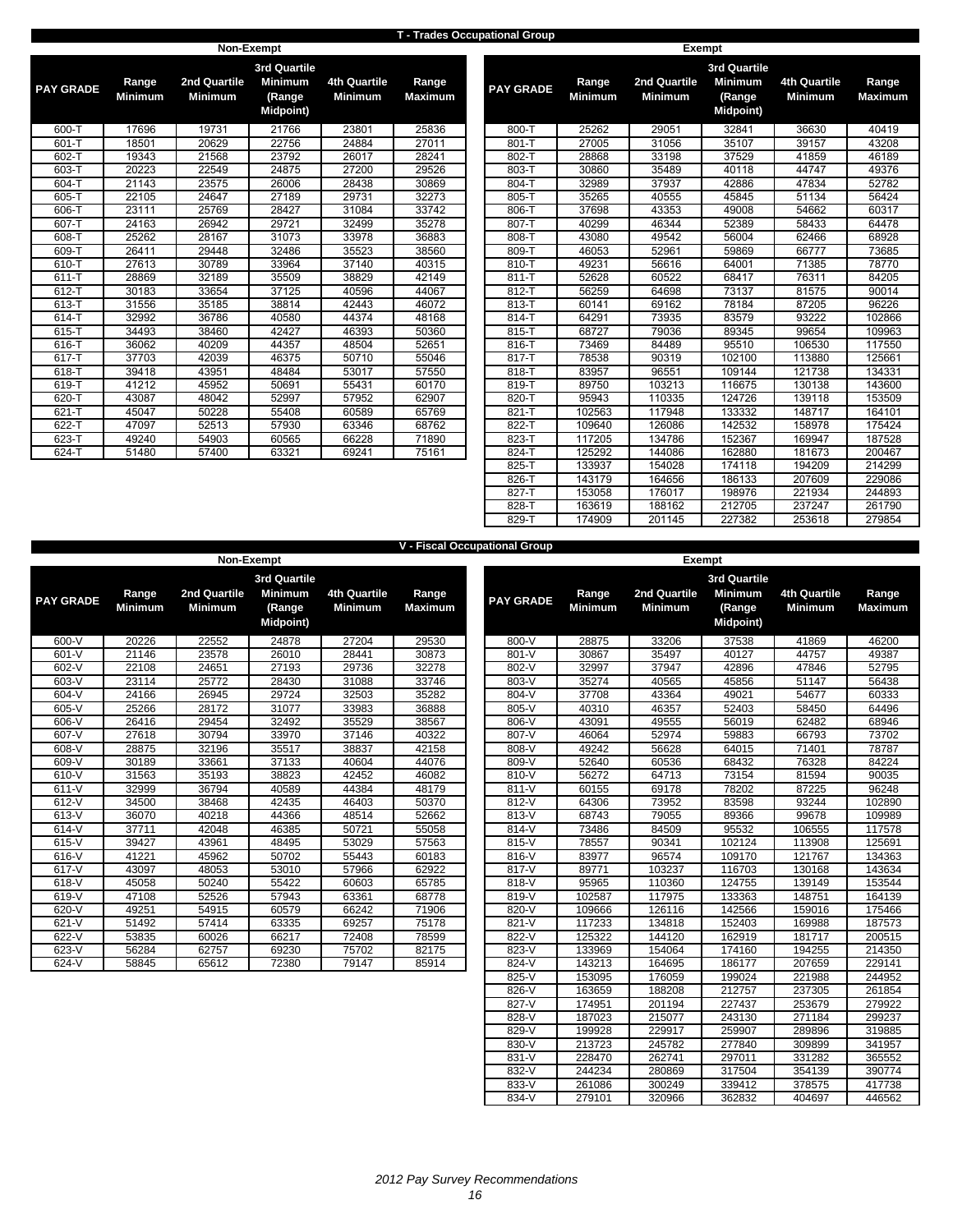## T - Trades Occupational Group

### Non-Exempt

| PAY GRADE | Range Minimum | 2nd Quartile Minimum | 3rd Quartile Minimum (Range Midpoint) | 4th Quartile Minimum | Range Maximum |
|---|---|---|---|---|---|
| 600-T | 17696 | 19731 | 21766 | 23801 | 25836 |
| 601-T | 18501 | 20629 | 22756 | 24884 | 27011 |
| 602-T | 19343 | 21568 | 23792 | 26017 | 28241 |
| 603-T | 20223 | 22549 | 24875 | 27200 | 29526 |
| 604-T | 21143 | 23575 | 26006 | 28438 | 30869 |
| 605-T | 22105 | 24647 | 27189 | 29731 | 32273 |
| 606-T | 23111 | 25769 | 28427 | 31084 | 33742 |
| 607-T | 24163 | 26942 | 29721 | 32499 | 35278 |
| 608-T | 25262 | 28167 | 31073 | 33978 | 36883 |
| 609-T | 26411 | 29448 | 32486 | 35523 | 38560 |
| 610-T | 27613 | 30789 | 33964 | 37140 | 40315 |
| 611-T | 28869 | 32189 | 35509 | 38829 | 42149 |
| 612-T | 30183 | 33654 | 37125 | 40596 | 44067 |
| 613-T | 31556 | 35185 | 38814 | 42443 | 46072 |
| 614-T | 32992 | 36786 | 40580 | 44374 | 48168 |
| 615-T | 34493 | 38460 | 42427 | 46393 | 50360 |
| 616-T | 36062 | 40209 | 44357 | 48504 | 52651 |
| 617-T | 37703 | 42039 | 46375 | 50710 | 55046 |
| 618-T | 39418 | 43951 | 48484 | 53017 | 57550 |
| 619-T | 41212 | 45952 | 50691 | 55431 | 60170 |
| 620-T | 43087 | 48042 | 52997 | 57952 | 62907 |
| 621-T | 45047 | 50228 | 55408 | 60589 | 65769 |
| 622-T | 47097 | 52513 | 57930 | 63346 | 68762 |
| 623-T | 49240 | 54903 | 60565 | 66228 | 71890 |
| 624-T | 51480 | 57400 | 63321 | 69241 | 75161 |

### Exempt

| PAY GRADE | Range Minimum | 2nd Quartile Minimum | 3rd Quartile Minimum (Range Midpoint) | 4th Quartile Minimum | Range Maximum |
|---|---|---|---|---|---|
| 800-T | 25262 | 29051 | 32841 | 36630 | 40419 |
| 801-T | 27005 | 31056 | 35107 | 39157 | 43208 |
| 802-T | 28868 | 33198 | 37529 | 41859 | 46189 |
| 803-T | 30860 | 35489 | 40118 | 44747 | 49376 |
| 804-T | 32989 | 37937 | 42886 | 47834 | 52782 |
| 805-T | 35265 | 40555 | 45845 | 51134 | 56424 |
| 806-T | 37698 | 43353 | 49008 | 54662 | 60317 |
| 807-T | 40299 | 46344 | 52389 | 58433 | 64478 |
| 808-T | 43080 | 49542 | 56004 | 62466 | 68928 |
| 809-T | 46053 | 52961 | 59869 | 66777 | 73685 |
| 810-T | 49231 | 56616 | 64001 | 71385 | 78770 |
| 811-T | 52628 | 60522 | 68417 | 76311 | 84205 |
| 812-T | 56259 | 64698 | 73137 | 81575 | 90014 |
| 813-T | 60141 | 69162 | 78184 | 87205 | 96226 |
| 814-T | 64291 | 73935 | 83579 | 93222 | 102866 |
| 815-T | 68727 | 79036 | 89345 | 99654 | 109963 |
| 816-T | 73469 | 84489 | 95510 | 106530 | 117550 |
| 817-T | 78538 | 90319 | 102100 | 113880 | 125661 |
| 818-T | 83957 | 96551 | 109144 | 121738 | 134331 |
| 819-T | 89750 | 103213 | 116675 | 130138 | 143600 |
| 820-T | 95943 | 110335 | 124726 | 139118 | 153509 |
| 821-T | 102563 | 117948 | 133332 | 148717 | 164101 |
| 822-T | 109640 | 126086 | 142532 | 158978 | 175424 |
| 823-T | 117205 | 134786 | 152367 | 169947 | 187528 |
| 824-T | 125292 | 144086 | 162880 | 181673 | 200467 |
| 825-T | 133937 | 154028 | 174118 | 194209 | 214299 |
| 826-T | 143179 | 164656 | 186133 | 207609 | 229086 |
| 827-T | 153058 | 176017 | 198976 | 221934 | 244893 |
| 828-T | 163619 | 188162 | 212705 | 237247 | 261790 |
| 829-T | 174909 | 201145 | 227382 | 253618 | 279854 |

## V - Fiscal Occupational Group

### Non-Exempt

| PAY GRADE | Range Minimum | 2nd Quartile Minimum | 3rd Quartile Minimum (Range Midpoint) | 4th Quartile Minimum | Range Maximum |
|---|---|---|---|---|---|
| 600-V | 20226 | 22552 | 24878 | 27204 | 29530 |
| 601-V | 21146 | 23578 | 26010 | 28441 | 30873 |
| 602-V | 22108 | 24651 | 27193 | 29736 | 32278 |
| 603-V | 23114 | 25772 | 28430 | 31088 | 33746 |
| 604-V | 24166 | 26945 | 29724 | 32503 | 35282 |
| 605-V | 25266 | 28172 | 31077 | 33983 | 36888 |
| 606-V | 26416 | 29454 | 32492 | 35529 | 38567 |
| 607-V | 27618 | 30794 | 33970 | 37146 | 40322 |
| 608-V | 28875 | 32196 | 35517 | 38837 | 42158 |
| 609-V | 30189 | 33661 | 37133 | 40604 | 44076 |
| 610-V | 31563 | 35193 | 38823 | 42452 | 46082 |
| 611-V | 32999 | 36794 | 40589 | 44384 | 48179 |
| 612-V | 34500 | 38468 | 42435 | 46403 | 50370 |
| 613-V | 36070 | 40218 | 44366 | 48514 | 52662 |
| 614-V | 37711 | 42048 | 46385 | 50721 | 55058 |
| 615-V | 39427 | 43961 | 48495 | 53029 | 57563 |
| 616-V | 41221 | 45962 | 50702 | 55443 | 60183 |
| 617-V | 43097 | 48053 | 53010 | 57966 | 62922 |
| 618-V | 45058 | 50240 | 55422 | 60603 | 65785 |
| 619-V | 47108 | 52526 | 57943 | 63361 | 68778 |
| 620-V | 49251 | 54915 | 60579 | 66242 | 71906 |
| 621-V | 51492 | 57414 | 63335 | 69257 | 75178 |
| 622-V | 53835 | 60026 | 66217 | 72408 | 78599 |
| 623-V | 56284 | 62757 | 69230 | 75702 | 82175 |
| 624-V | 58845 | 65612 | 72380 | 79147 | 85914 |

### Exempt

| PAY GRADE | Range Minimum | 2nd Quartile Minimum | 3rd Quartile Minimum (Range Midpoint) | 4th Quartile Minimum | Range Maximum |
|---|---|---|---|---|---|
| 800-V | 28875 | 33206 | 37538 | 41869 | 46200 |
| 801-V | 30867 | 35497 | 40127 | 44757 | 49387 |
| 802-V | 32997 | 37947 | 42896 | 47846 | 52795 |
| 803-V | 35274 | 40565 | 45856 | 51147 | 56438 |
| 804-V | 37708 | 43364 | 49021 | 54677 | 60333 |
| 805-V | 40310 | 46357 | 52403 | 58450 | 64496 |
| 806-V | 43091 | 49555 | 56019 | 62482 | 68946 |
| 807-V | 46064 | 52974 | 59883 | 66793 | 73702 |
| 808-V | 49242 | 56628 | 64015 | 71401 | 78787 |
| 809-V | 52640 | 60536 | 68432 | 76328 | 84224 |
| 810-V | 56272 | 64713 | 73154 | 81594 | 90035 |
| 811-V | 60155 | 69178 | 78202 | 87225 | 96248 |
| 812-V | 64306 | 73952 | 83598 | 93244 | 102890 |
| 813-V | 68743 | 79055 | 89366 | 99678 | 109989 |
| 814-V | 73486 | 84509 | 95532 | 106555 | 117578 |
| 815-V | 78557 | 90341 | 102124 | 113908 | 125691 |
| 816-V | 83977 | 96574 | 109170 | 121767 | 134363 |
| 817-V | 89771 | 103237 | 116703 | 130168 | 143634 |
| 818-V | 95965 | 110360 | 124755 | 139149 | 153544 |
| 819-V | 102587 | 117975 | 133363 | 148751 | 164139 |
| 820-V | 109666 | 126116 | 142566 | 159016 | 175466 |
| 821-V | 117233 | 134818 | 152403 | 169988 | 187573 |
| 822-V | 125322 | 144120 | 162919 | 181717 | 200515 |
| 823-V | 133969 | 154064 | 174160 | 194255 | 214350 |
| 824-V | 143213 | 164695 | 186177 | 207659 | 229141 |
| 825-V | 153095 | 176059 | 199024 | 221988 | 244952 |
| 826-V | 163659 | 188208 | 212757 | 237305 | 261854 |
| 827-V | 174951 | 201194 | 227437 | 253679 | 279922 |
| 828-V | 187023 | 215077 | 243130 | 271184 | 299237 |
| 829-V | 199928 | 229917 | 259907 | 289896 | 319885 |
| 830-V | 213723 | 245782 | 277840 | 309899 | 341957 |
| 831-V | 228470 | 262741 | 297011 | 331282 | 365552 |
| 832-V | 244234 | 280869 | 317504 | 354139 | 390774 |
| 833-V | 261086 | 300249 | 339412 | 378575 | 417738 |
| 834-V | 279101 | 320966 | 362832 | 404697 | 446562 |

*2012 Pay Survey Recommendations*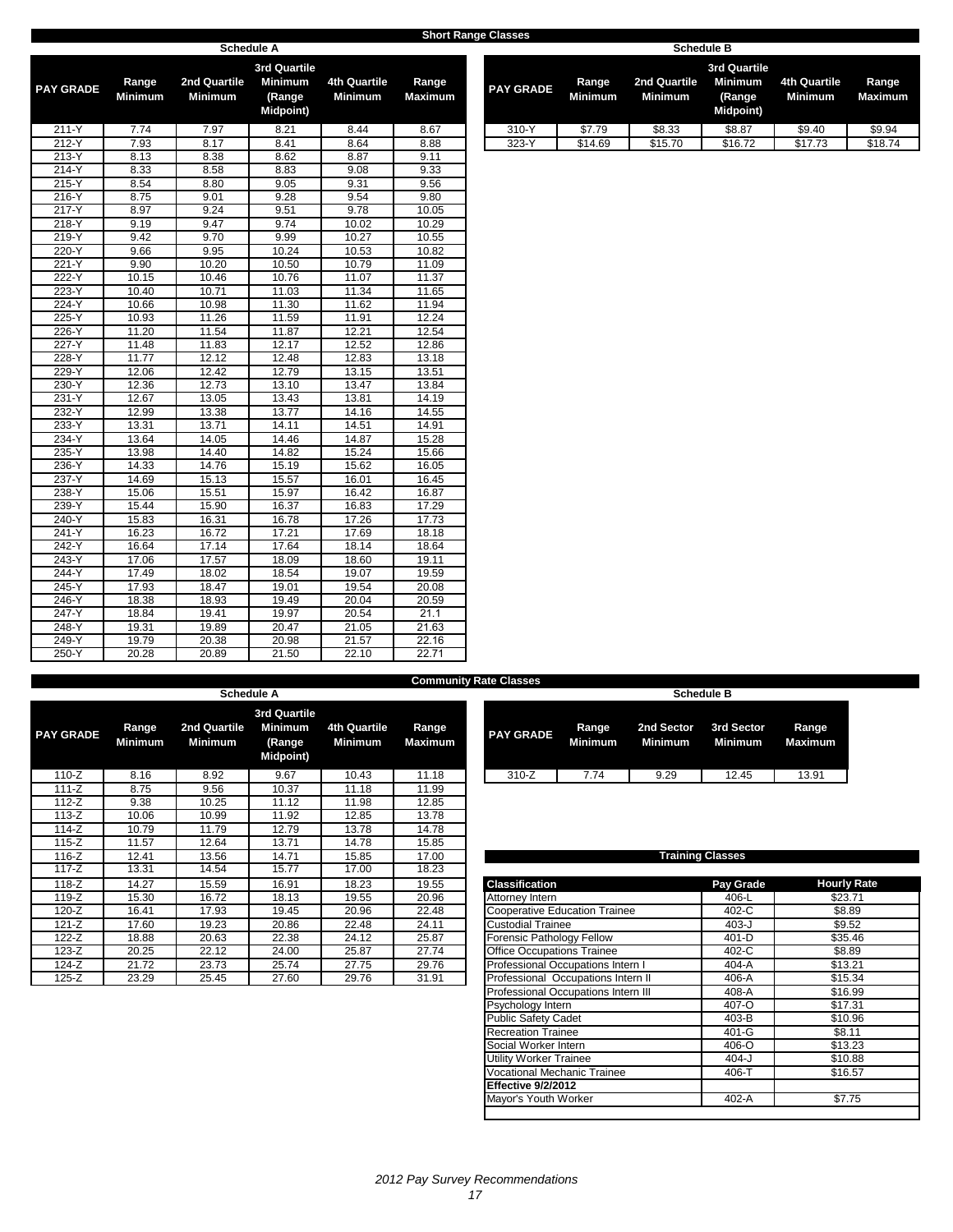## Short Range Classes

### Schedule A

| PAY GRADE | Range Minimum | 2nd Quartile Minimum | 3rd Quartile Minimum (Range Midpoint) | 4th Quartile Minimum | Range Maximum |
|---|---|---|---|---|---|
| 211-Y | 7.74 | 7.97 | 8.21 | 8.44 | 8.67 |
| 212-Y | 7.93 | 8.17 | 8.41 | 8.64 | 8.88 |
| 213-Y | 8.13 | 8.38 | 8.62 | 8.87 | 9.11 |
| 214-Y | 8.33 | 8.58 | 8.83 | 9.08 | 9.33 |
| 215-Y | 8.54 | 8.80 | 9.05 | 9.31 | 9.56 |
| 216-Y | 8.75 | 9.01 | 9.28 | 9.54 | 9.80 |
| 217-Y | 8.97 | 9.24 | 9.51 | 9.78 | 10.05 |
| 218-Y | 9.19 | 9.47 | 9.74 | 10.02 | 10.29 |
| 219-Y | 9.42 | 9.70 | 9.99 | 10.27 | 10.55 |
| 220-Y | 9.66 | 9.95 | 10.24 | 10.53 | 10.82 |
| 221-Y | 9.90 | 10.20 | 10.50 | 10.79 | 11.09 |
| 222-Y | 10.15 | 10.46 | 10.76 | 11.07 | 11.37 |
| 223-Y | 10.40 | 10.71 | 11.03 | 11.34 | 11.65 |
| 224-Y | 10.66 | 10.98 | 11.30 | 11.62 | 11.94 |
| 225-Y | 10.93 | 11.26 | 11.59 | 11.91 | 12.24 |
| 226-Y | 11.20 | 11.54 | 11.87 | 12.21 | 12.54 |
| 227-Y | 11.48 | 11.83 | 12.17 | 12.52 | 12.86 |
| 228-Y | 11.77 | 12.12 | 12.48 | 12.83 | 13.18 |
| 229-Y | 12.06 | 12.42 | 12.79 | 13.15 | 13.51 |
| 230-Y | 12.36 | 12.73 | 13.10 | 13.47 | 13.84 |
| 231-Y | 12.67 | 13.05 | 13.43 | 13.81 | 14.19 |
| 232-Y | 12.99 | 13.38 | 13.77 | 14.16 | 14.55 |
| 233-Y | 13.31 | 13.71 | 14.11 | 14.51 | 14.91 |
| 234-Y | 13.64 | 14.05 | 14.46 | 14.87 | 15.28 |
| 235-Y | 13.98 | 14.40 | 14.82 | 15.24 | 15.66 |
| 236-Y | 14.33 | 14.76 | 15.19 | 15.62 | 16.05 |
| 237-Y | 14.69 | 15.13 | 15.57 | 16.01 | 16.45 |
| 238-Y | 15.06 | 15.51 | 15.97 | 16.42 | 16.87 |
| 239-Y | 15.44 | 15.90 | 16.37 | 16.83 | 17.29 |
| 240-Y | 15.83 | 16.31 | 16.78 | 17.26 | 17.73 |
| 241-Y | 16.23 | 16.72 | 17.21 | 17.69 | 18.18 |
| 242-Y | 16.64 | 17.14 | 17.64 | 18.14 | 18.64 |
| 243-Y | 17.06 | 17.57 | 18.09 | 18.60 | 19.11 |
| 244-Y | 17.49 | 18.02 | 18.54 | 19.07 | 19.59 |
| 245-Y | 17.93 | 18.47 | 19.01 | 19.54 | 20.08 |
| 246-Y | 18.38 | 18.93 | 19.49 | 20.04 | 20.59 |
| 247-Y | 18.84 | 19.41 | 19.97 | 20.54 | 21.1 |
| 248-Y | 19.31 | 19.89 | 20.47 | 21.05 | 21.63 |
| 249-Y | 19.79 | 20.38 | 20.98 | 21.57 | 22.16 |
| 250-Y | 20.28 | 20.89 | 21.50 | 22.10 | 22.71 |

### Schedule B

| PAY GRADE | Range Minimum | 2nd Quartile Minimum | 3rd Quartile Minimum (Range Midpoint) | 4th Quartile Minimum | Range Maximum |
|---|---|---|---|---|---|
| 310-Y | $7.79 | $8.33 | $8.87 | $9.40 | $9.94 |
| 323-Y | $14.69 | $15.70 | $16.72 | $17.73 | $18.74 |

## Community Rate Classes

### Schedule A

| PAY GRADE | Range Minimum | 2nd Quartile Minimum | 3rd Quartile Minimum (Range Midpoint) | 4th Quartile Minimum | Range Maximum |
|---|---|---|---|---|---|
| 110-Z | 8.16 | 8.92 | 9.67 | 10.43 | 11.18 |
| 111-Z | 8.75 | 9.56 | 10.37 | 11.18 | 11.99 |
| 112-Z | 9.38 | 10.25 | 11.12 | 11.98 | 12.85 |
| 113-Z | 10.06 | 10.99 | 11.92 | 12.85 | 13.78 |
| 114-Z | 10.79 | 11.79 | 12.79 | 13.78 | 14.78 |
| 115-Z | 11.57 | 12.64 | 13.71 | 14.78 | 15.85 |
| 116-Z | 12.41 | 13.56 | 14.71 | 15.85 | 17.00 |
| 117-Z | 13.31 | 14.54 | 15.77 | 17.00 | 18.23 |
| 118-Z | 14.27 | 15.59 | 16.91 | 18.23 | 19.55 |
| 119-Z | 15.30 | 16.72 | 18.13 | 19.55 | 20.96 |
| 120-Z | 16.41 | 17.93 | 19.45 | 20.96 | 22.48 |
| 121-Z | 17.60 | 19.23 | 20.86 | 22.48 | 24.11 |
| 122-Z | 18.88 | 20.63 | 22.38 | 24.12 | 25.87 |
| 123-Z | 20.25 | 22.12 | 24.00 | 25.87 | 27.74 |
| 124-Z | 21.72 | 23.73 | 25.74 | 27.75 | 29.76 |
| 125-Z | 23.29 | 25.45 | 27.60 | 29.76 | 31.91 |

### Schedule B

| PAY GRADE | Range Minimum | 2nd Sector Minimum | 3rd Sector Minimum | Range Maximum |
|---|---|---|---|---|
| 310-Z | 7.74 | 9.29 | 12.45 | 13.91 |

## Training Classes

| Classification | Pay Grade | Hourly Rate |
|---|---|---|
| Attorney Intern | 406-L | $23.71 |
| Cooperative Education Trainee | 402-C | $8.89 |
| Custodial Trainee | 403-J | $9.52 |
| Forensic Pathology Fellow | 401-D | $35.46 |
| Office Occupations Trainee | 402-C | $8.89 |
| Professional Occupations Intern I | 404-A | $13.21 |
| Professional Occupations Intern II | 406-A | $15.34 |
| Professional Occupations Intern III | 408-A | $16.99 |
| Psychology Intern | 407-O | $17.31 |
| Public Safety Cadet | 403-B | $10.96 |
| Recreation Trainee | 401-G | $8.11 |
| Social Worker Intern | 406-O | $13.23 |
| Utility Worker Trainee | 404-J | $10.88 |
| Vocational Mechanic Trainee | 406-T | $16.57 |
| **Effective 9/2/2012** | | |
| Mayor's Youth Worker | 402-A | $7.75 |

*2012 Pay Survey Recommendations*